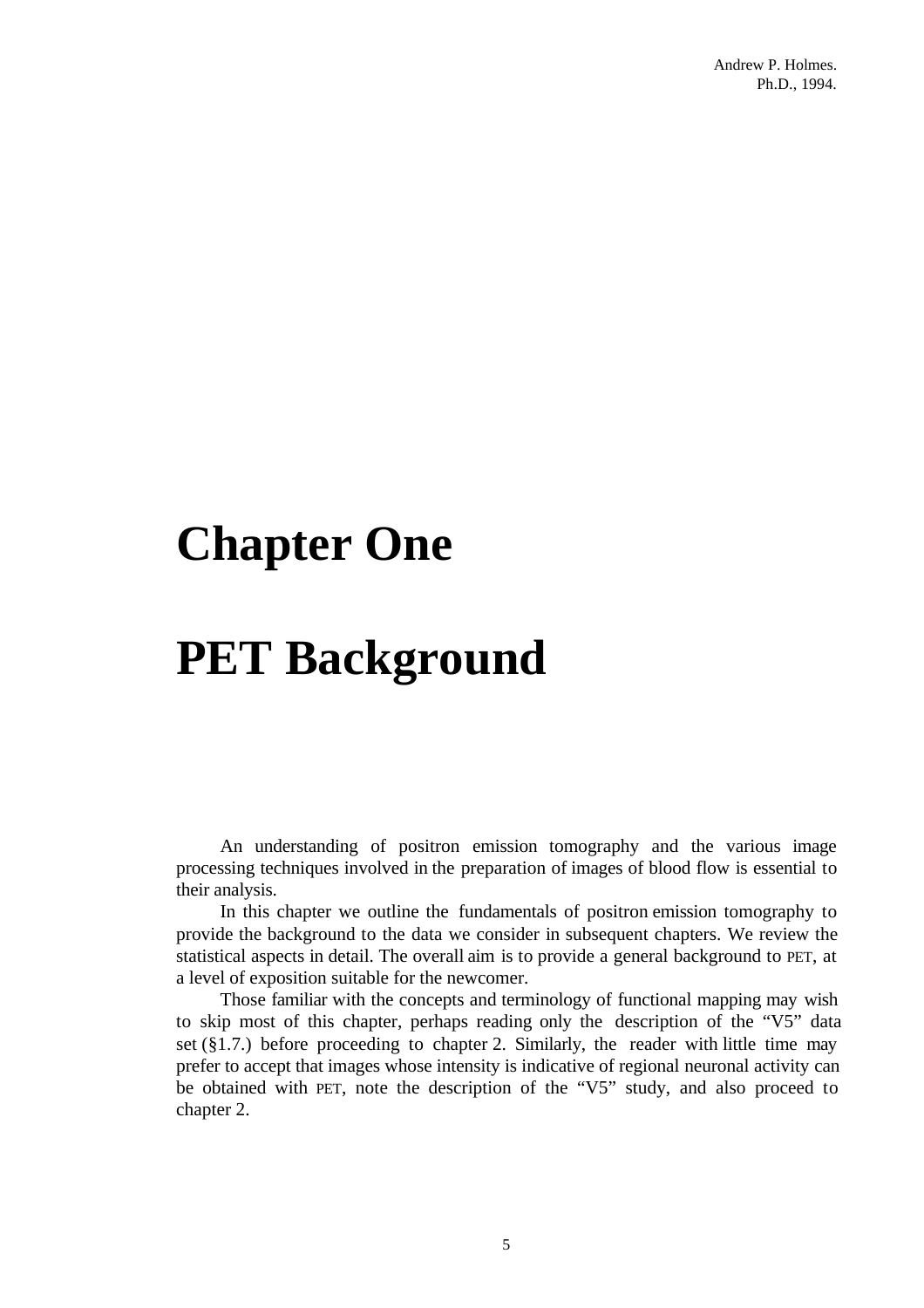# Chapter One

# PET Background

An understanding of positron emission tomography and the various image processing techniques involved in the preparation of images of blood flow is essential to their analysis.

In this chapter we outline the fundamentals of positron emission tomography to provide the background to the data we consider in subsequent chapters. We review the statistical aspects in detail. The overall aim is to provide a general background to PET, at a level of exposition suitable for the newcomer.

Those familiar with the concepts and terminology of functional mapping may wish to skip most of this chapter, perhaps reading only the description of the "V5" data set (§1.7.) before proceeding to chapter 2. Similarly, the reader with little time may prefer to accept that images whose intensity is indicative of regional neuronal activity can be obtained with PET, note the description of the "V5" study, and also proceed to chapter 2.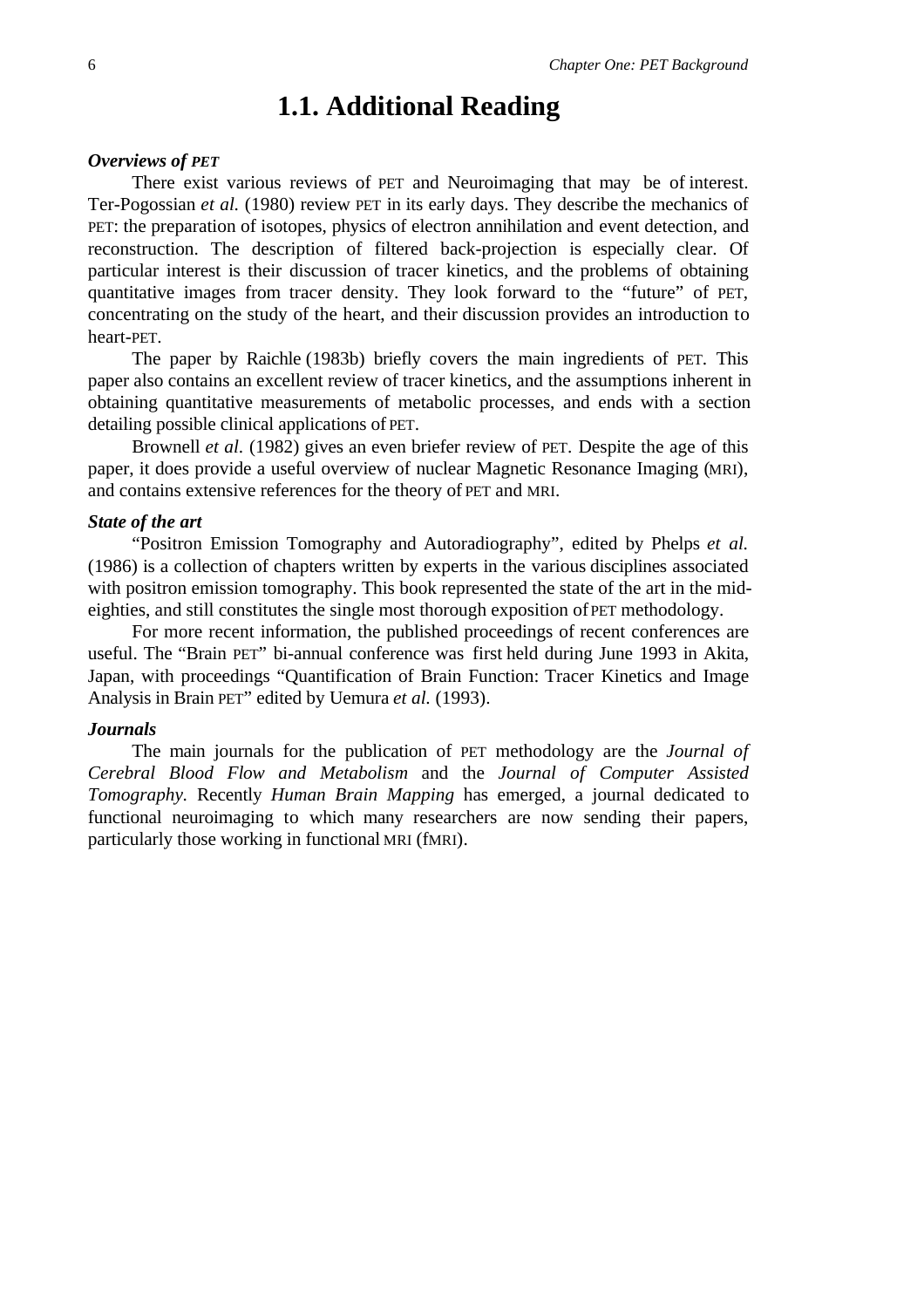## 1.1. Additional Reading

***Overviews of PET***

There exist various reviews of PET and Neuroimaging that may be of interest. Ter-Pogossian *et al.* (1980) review PET in its early days. They describe the mechanics of PET: the preparation of isotopes, physics of electron annihilation and event detection, and reconstruction. The description of filtered back-projection is especially clear. Of particular interest is their discussion of tracer kinetics, and the problems of obtaining quantitative images from tracer density. They look forward to the "future" of PET, concentrating on the study of the heart, and their discussion provides an introduction to heart-PET.

The paper by Raichle (1983b) briefly covers the main ingredients of PET. This paper also contains an excellent review of tracer kinetics, and the assumptions inherent in obtaining quantitative measurements of metabolic processes, and ends with a section detailing possible clinical applications of PET.

Brownell *et al*. (1982) gives an even briefer review of PET. Despite the age of this paper, it does provide a useful overview of nuclear Magnetic Resonance Imaging (MRI), and contains extensive references for the theory of PET and MRI.

***State of the art***

"Positron Emission Tomography and Autoradiography", edited by Phelps *et al.* (1986) is a collection of chapters written by experts in the various disciplines associated with positron emission tomography. This book represented the state of the art in the mid-eighties, and still constitutes the single most thorough exposition of PET methodology.

For more recent information, the published proceedings of recent conferences are useful. The "Brain PET" bi-annual conference was first held during June 1993 in Akita, Japan, with proceedings "Quantification of Brain Function: Tracer Kinetics and Image Analysis in Brain PET" edited by Uemura *et al.* (1993).

***Journals***

The main journals for the publication of PET methodology are the *Journal of Cerebral Blood Flow and Metabolism* and the *Journal of Computer Assisted Tomography.* Recently *Human Brain Mapping* has emerged, a journal dedicated to functional neuroimaging to which many researchers are now sending their papers, particularly those working in functional MRI (fMRI).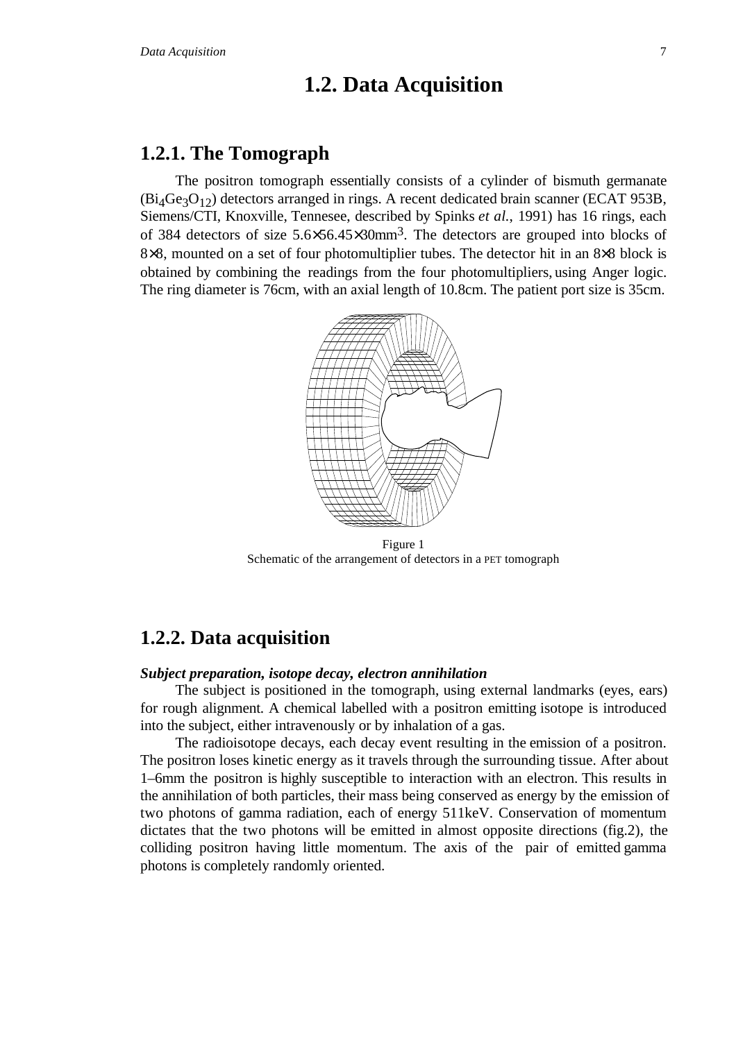# 1.2. Data Acquisition

## 1.2.1. The Tomograph

The positron tomograph essentially consists of a cylinder of bismuth germanate ($Bi_4Ge_3O_{12}$) detectors arranged in rings. A recent dedicated brain scanner (ECAT 953B, Siemens/CTI, Knoxville, Tennesee, described by Spinks *et al.*, 1991) has 16 rings, each of 384 detectors of size $5.6 \times 6.45 \times 30 mm^3$. The detectors are grouped into blocks of $8 \times 8$, mounted on a set of four photomultiplier tubes. The detector hit in an $8 \times 8$ block is obtained by combining the readings from the four photomultipliers, using Anger logic. The ring diameter is 76cm, with an axial length of 10.8cm. The patient port size is 35cm.

Figure 1
Schematic of the arrangement of detectors in a PET tomograph

## 1.2.2. Data acquisition

***Subject preparation, isotope decay, electron annihilation***

The subject is positioned in the tomograph, using external landmarks (eyes, ears) for rough alignment. A chemical labelled with a positron emitting isotope is introduced into the subject, either intravenously or by inhalation of a gas.

The radioisotope decays, each decay event resulting in the emission of a positron. The positron loses kinetic energy as it travels through the surrounding tissue. After about 1–6mm the positron is highly susceptible to interaction with an electron. This results in the annihilation of both particles, their mass being conserved as energy by the emission of two photons of gamma radiation, each of energy 511keV. Conservation of momentum dictates that the two photons will be emitted in almost opposite directions (fig.2), the colliding positron having little momentum. The axis of the pair of emitted gamma photons is completely randomly oriented.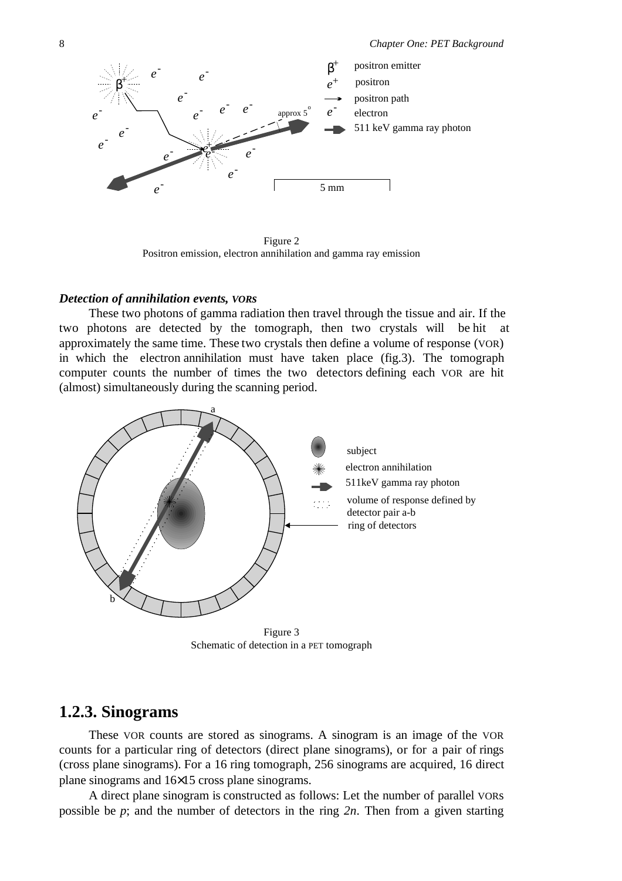Figure 2
Positron emission, electron annihilation and gamma ray emission

***Detection of annihilation events, VORs***

These two photons of gamma radiation then travel through the tissue and air. If the two photons are detected by the tomograph, then two crystals will be hit at approximately the same time. These two crystals then define a volume of response (VOR) in which the electron annihilation must have taken place (fig.3). The tomograph computer counts the number of times the two detectors defining each VOR are hit (almost) simultaneously during the scanning period.

Figure 3
Schematic of detection in a PET tomograph

## 1.2.3. Sinograms

These VOR counts are stored as sinograms. A sinogram is an image of the VOR counts for a particular ring of detectors (direct plane sinograms), or for a pair of rings (cross plane sinograms). For a 16 ring tomograph, 256 sinograms are acquired, 16 direct plane sinograms and 16×15 cross plane sinograms.

A direct plane sinogram is constructed as follows: Let the number of parallel VORs possible be $p$; and the number of detectors in the ring $2n$. Then from a given starting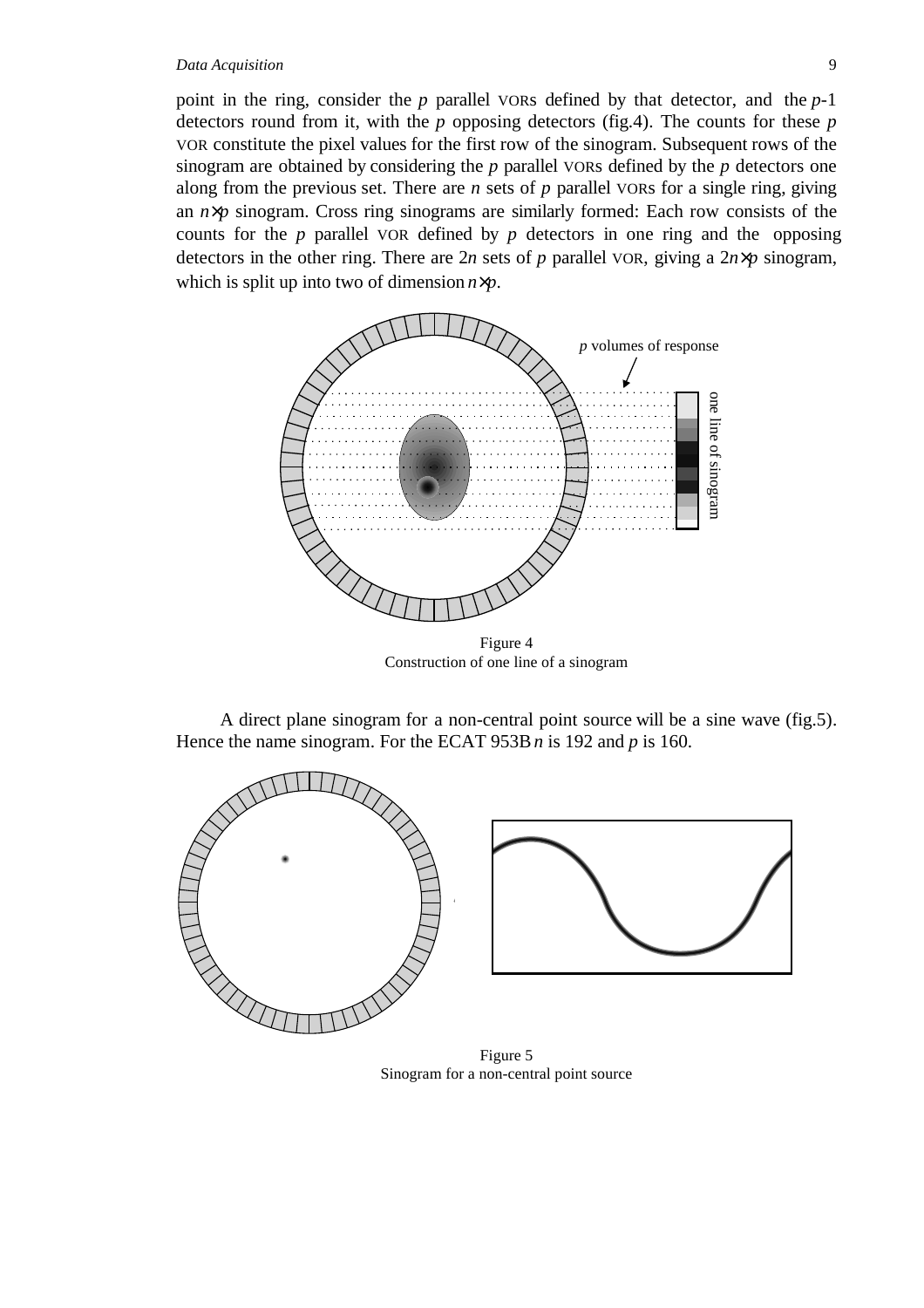point in the ring, consider the $p$ parallel VORs defined by that detector, and the $p$-1 detectors round from it, with the $p$ opposing detectors (fig.4). The counts for these $p$ VOR constitute the pixel values for the first row of the sinogram. Subsequent rows of the sinogram are obtained by considering the $p$ parallel VORs defined by the $p$ detectors one along from the previous set. There are $n$ sets of $p$ parallel VORs for a single ring, giving an $n \times p$ sinogram. Cross ring sinograms are similarly formed: Each row consists of the counts for the $p$ parallel VOR defined by $p$ detectors in one ring and the opposing detectors in the other ring. There are $2n$ sets of $p$ parallel VOR, giving a $2n \times p$ sinogram, which is split up into two of dimension $n \times p$.

Figure 4
Construction of one line of a sinogram

A direct plane sinogram for a non-central point source will be a sine wave (fig.5). Hence the name sinogram. For the ECAT 953B $n$ is 192 and $p$ is 160.

Figure 5
Sinogram for a non-central point source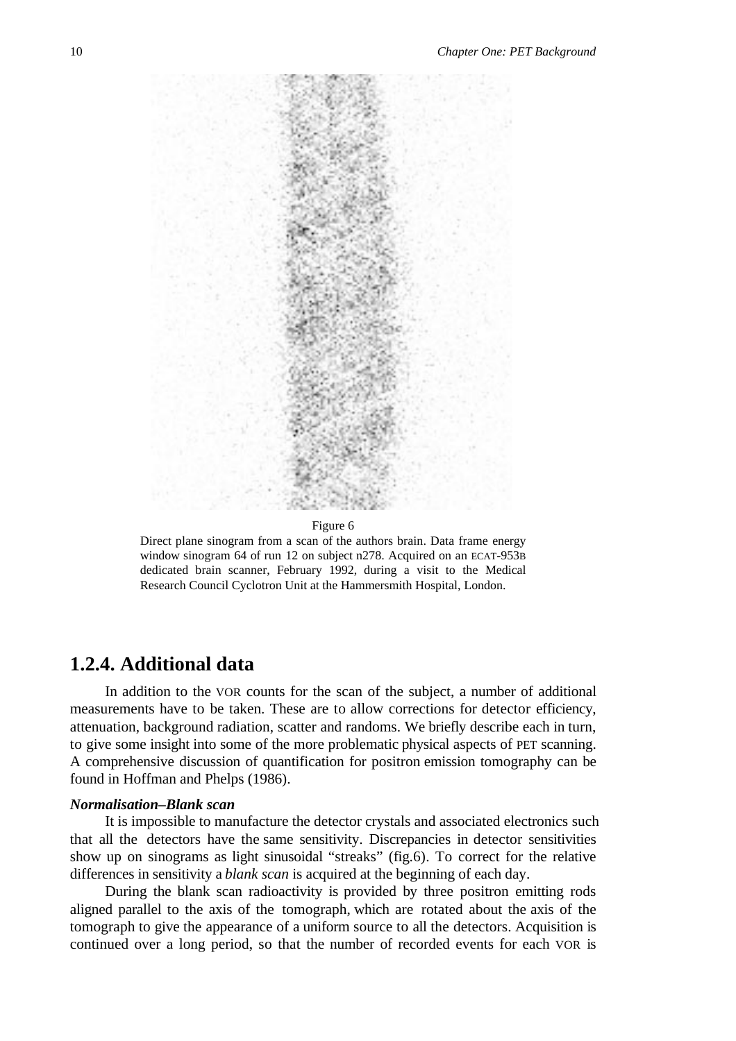Figure 6

Direct plane sinogram from a scan of the authors brain. Data frame energy window sinogram 64 of run 12 on subject n278. Acquired on an ECAT-953B dedicated brain scanner, February 1992, during a visit to the Medical Research Council Cyclotron Unit at the Hammersmith Hospital, London.

## 1.2.4. Additional data

In addition to the VOR counts for the scan of the subject, a number of additional measurements have to be taken. These are to allow corrections for detector efficiency, attenuation, background radiation, scatter and randoms. We briefly describe each in turn, to give some insight into some of the more problematic physical aspects of PET scanning. A comprehensive discussion of quantification for positron emission tomography can be found in Hoffman and Phelps (1986).

***Normalisation–Blank scan***

It is impossible to manufacture the detector crystals and associated electronics such that all the detectors have the same sensitivity. Discrepancies in detector sensitivities show up on sinograms as light sinusoidal "streaks" (fig.6). To correct for the relative differences in sensitivity a *blank scan* is acquired at the beginning of each day.

During the blank scan radioactivity is provided by three positron emitting rods aligned parallel to the axis of the tomograph, which are rotated about the axis of the tomograph to give the appearance of a uniform source to all the detectors. Acquisition is continued over a long period, so that the number of recorded events for each VOR is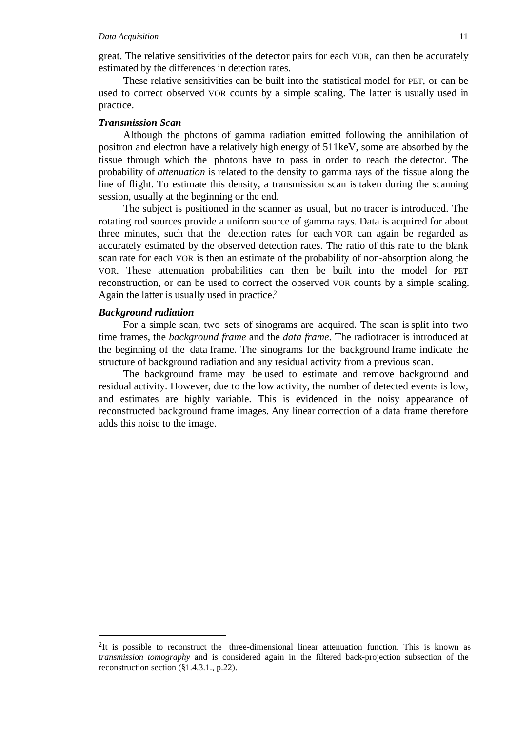great. The relative sensitivities of the detector pairs for each VOR, can then be accurately estimated by the differences in detection rates.

These relative sensitivities can be built into the statistical model for PET, or can be used to correct observed VOR counts by a simple scaling. The latter is usually used in practice.

***Transmission Scan***

Although the photons of gamma radiation emitted following the annihilation of positron and electron have a relatively high energy of 511keV, some are absorbed by the tissue through which the photons have to pass in order to reach the detector. The probability of *attenuation* is related to the density to gamma rays of the tissue along the line of flight. To estimate this density, a transmission scan is taken during the scanning session, usually at the beginning or the end.

The subject is positioned in the scanner as usual, but no tracer is introduced. The rotating rod sources provide a uniform source of gamma rays. Data is acquired for about three minutes, such that the detection rates for each VOR can again be regarded as accurately estimated by the observed detection rates. The ratio of this rate to the blank scan rate for each VOR is then an estimate of the probability of non-absorption along the VOR. These attenuation probabilities can then be built into the model for PET reconstruction, or can be used to correct the observed VOR counts by a simple scaling. Again the latter is usually used in practice.[2]

***Background radiation***

For a simple scan, two sets of sinograms are acquired. The scan is split into two time frames, the *background frame* and the *data frame*. The radiotracer is introduced at the beginning of the data frame. The sinograms for the background frame indicate the structure of background radiation and any residual activity from a previous scan.

The background frame may be used to estimate and remove background and residual activity. However, due to the low activity, the number of detected events is low, and estimates are highly variable. This is evidenced in the noisy appearance of reconstructed background frame images. Any linear correction of a data frame therefore adds this noise to the image.

---

[2] It is possible to reconstruct the three-dimensional linear attenuation function. This is known as *transmission tomography* and is considered again in the filtered back-projection subsection of the reconstruction section (§1.4.3.1., p.22).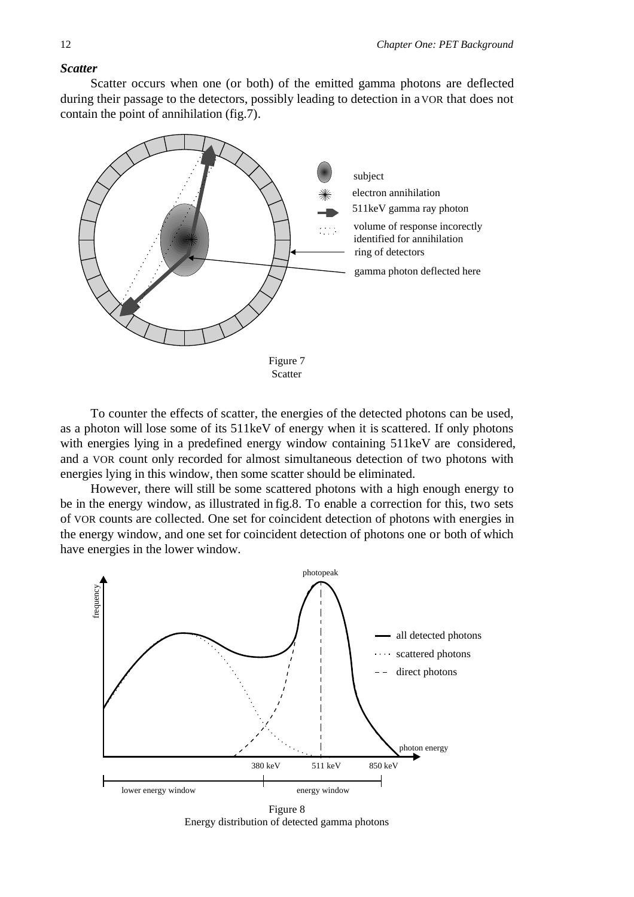***Scatter***

Scatter occurs when one (or both) of the emitted gamma photons are deflected during their passage to the detectors, possibly leading to detection in a VOR that does not contain the point of annihilation (fig.7).

Figure 7
Scatter

To counter the effects of scatter, the energies of the detected photons can be used, as a photon will lose some of its 511keV of energy when it is scattered. If only photons with energies lying in a predefined energy window containing 511keV are considered, and a VOR count only recorded for almost simultaneous detection of two photons with energies lying in this window, then some scatter should be eliminated.

However, there will still be some scattered photons with a high enough energy to be in the energy window, as illustrated in fig.8. To enable a correction for this, two sets of VOR counts are collected. One set for coincident detection of photons with energies in the energy window, and one set for coincident detection of photons one or both of which have energies in the lower window.

Figure 8
Energy distribution of detected gamma photons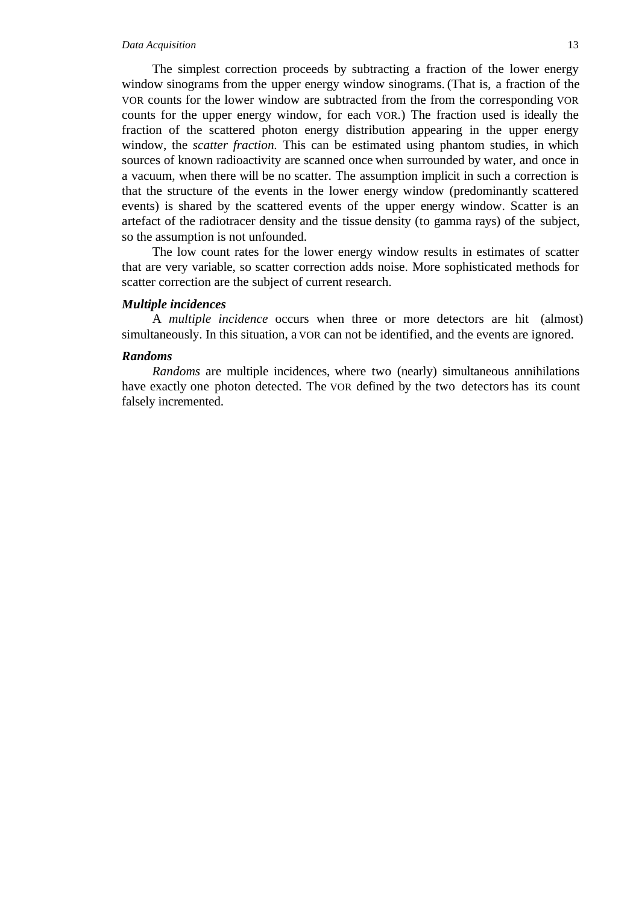The simplest correction proceeds by subtracting a fraction of the lower energy window sinograms from the upper energy window sinograms. (That is, a fraction of the VOR counts for the lower window are subtracted from the from the corresponding VOR counts for the upper energy window, for each VOR.) The fraction used is ideally the fraction of the scattered photon energy distribution appearing in the upper energy window, the *scatter fraction.* This can be estimated using phantom studies, in which sources of known radioactivity are scanned once when surrounded by water, and once in a vacuum, when there will be no scatter. The assumption implicit in such a correction is that the structure of the events in the lower energy window (predominantly scattered events) is shared by the scattered events of the upper energy window. Scatter is an artefact of the radiotracer density and the tissue density (to gamma rays) of the subject, so the assumption is not unfounded.

The low count rates for the lower energy window results in estimates of scatter that are very variable, so scatter correction adds noise. More sophisticated methods for scatter correction are the subject of current research.

***Multiple incidences***

A *multiple incidence* occurs when three or more detectors are hit (almost) simultaneously. In this situation, a VOR can not be identified, and the events are ignored.

***Randoms***

*Randoms* are multiple incidences, where two (nearly) simultaneous annihilations have exactly one photon detected. The VOR defined by the two detectors has its count falsely incremented.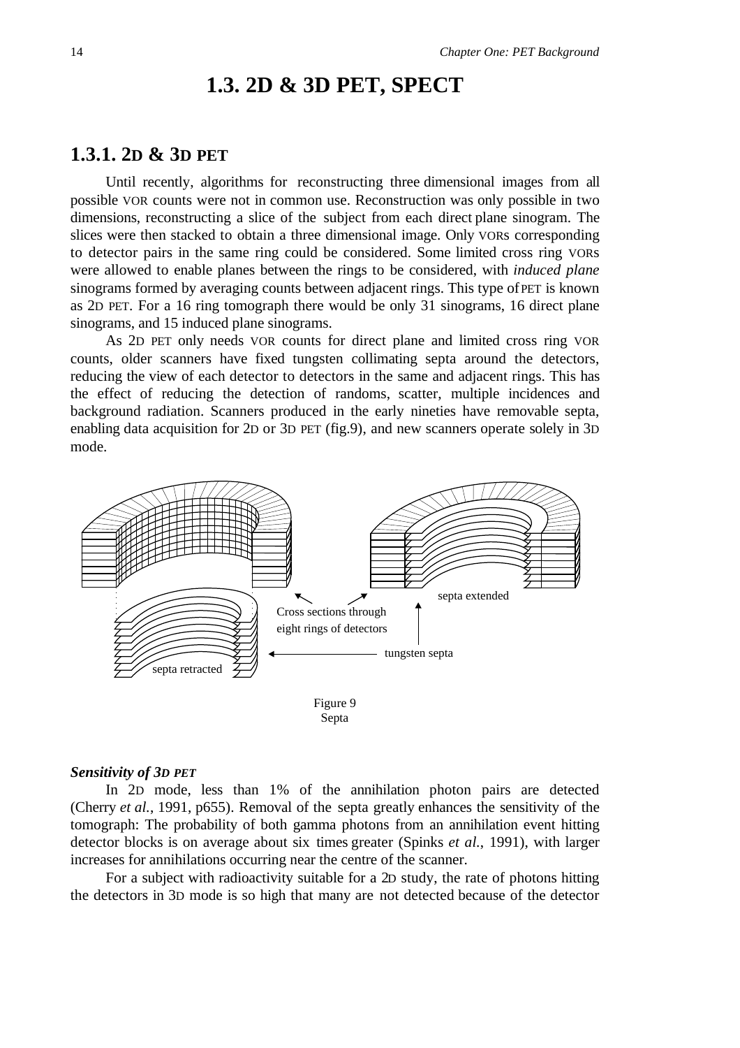# 1.3. 2D & 3D PET, SPECT

## 1.3.1. 2D & 3D PET

Until recently, algorithms for reconstructing three dimensional images from all possible VOR counts were not in common use. Reconstruction was only possible in two dimensions, reconstructing a slice of the subject from each direct plane sinogram. The slices were then stacked to obtain a three dimensional image. Only VORs corresponding to detector pairs in the same ring could be considered. Some limited cross ring VORs were allowed to enable planes between the rings to be considered, with *induced plane* sinograms formed by averaging counts between adjacent rings. This type of PET is known as 2D PET. For a 16 ring tomograph there would be only 31 sinograms, 16 direct plane sinograms, and 15 induced plane sinograms.

As 2D PET only needs VOR counts for direct plane and limited cross ring VOR counts, older scanners have fixed tungsten collimating septa around the detectors, reducing the view of each detector to detectors in the same and adjacent rings. This has the effect of reducing the detection of randoms, scatter, multiple incidences and background radiation. Scanners produced in the early nineties have removable septa, enabling data acquisition for 2D or 3D PET (fig.9), and new scanners operate solely in 3D mode.

septa extended

Cross sections through eight rings of detectors

tungsten septa

septa retracted

Figure 9
Septa

### *Sensitivity of 3D PET*

In 2D mode, less than 1% of the annihilation photon pairs are detected (Cherry *et al.*, 1991, p655). Removal of the septa greatly enhances the sensitivity of the tomograph: The probability of both gamma photons from an annihilation event hitting detector blocks is on average about six times greater (Spinks *et al.*, 1991), with larger increases for annihilations occurring near the centre of the scanner.

For a subject with radioactivity suitable for a 2D study, the rate of photons hitting the detectors in 3D mode is so high that many are not detected because of the detector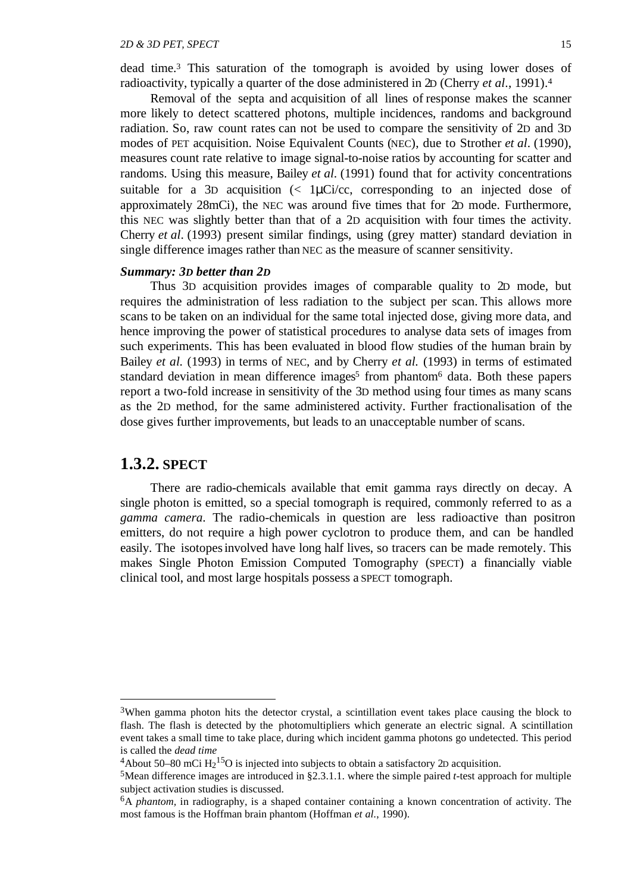dead time.[3] This saturation of the tomograph is avoided by using lower doses of radioactivity, typically a quarter of the dose administered in 2D (Cherry *et al*., 1991).[4]

Removal of the septa and acquisition of all lines of response makes the scanner more likely to detect scattered photons, multiple incidences, randoms and background radiation. So, raw count rates can not be used to compare the sensitivity of 2D and 3D modes of PET acquisition. Noise Equivalent Counts (NEC), due to Strother *et al*. (1990), measures count rate relative to image signal-to-noise ratios by accounting for scatter and randoms. Using this measure, Bailey *et al*. (1991) found that for activity concentrations suitable for a 3D acquisition (< 1μCi/cc, corresponding to an injected dose of approximately 28mCi), the NEC was around five times that for 2D mode. Furthermore, this NEC was slightly better than that of a 2D acquisition with four times the activity. Cherry *et al*. (1993) present similar findings, using (grey matter) standard deviation in single difference images rather than NEC as the measure of scanner sensitivity.

***Summary: 3D better than 2D***

Thus 3D acquisition provides images of comparable quality to 2D mode, but requires the administration of less radiation to the subject per scan. This allows more scans to be taken on an individual for the same total injected dose, giving more data, and hence improving the power of statistical procedures to analyse data sets of images from such experiments. This has been evaluated in blood flow studies of the human brain by Bailey *et al.* (1993) in terms of NEC, and by Cherry *et al.* (1993) in terms of estimated standard deviation in mean difference images[5] from phantom[6] data. Both these papers report a two-fold increase in sensitivity of the 3D method using four times as many scans as the 2D method, for the same administered activity. Further fractionalisation of the dose gives further improvements, but leads to an unacceptable number of scans.

## 1.3.2. SPECT

There are radio-chemicals available that emit gamma rays directly on decay. A single photon is emitted, so a special tomograph is required, commonly referred to as a *gamma camera*. The radio-chemicals in question are less radioactive than positron emitters, do not require a high power cyclotron to produce them, and can be handled easily. The isotopes involved have long half lives, so tracers can be made remotely. This makes Single Photon Emission Computed Tomography (SPECT) a financially viable clinical tool, and most large hospitals possess a SPECT tomograph.

---

[3]When gamma photon hits the detector crystal, a scintillation event takes place causing the block to flash. The flash is detected by the photomultipliers which generate an electric signal. A scintillation event takes a small time to take place, during which incident gamma photons go undetected. This period is called the *dead time*

[4]About 50–80 mCi $H_2{}^{15}O$ is injected into subjects to obtain a satisfactory 2D acquisition.

[5]Mean difference images are introduced in §2.3.1.1. where the simple paired *t*-test approach for multiple subject activation studies is discussed.

[6]A *phantom*, in radiography, is a shaped container containing a known concentration of activity. The most famous is the Hoffman brain phantom (Hoffman *et al*., 1990).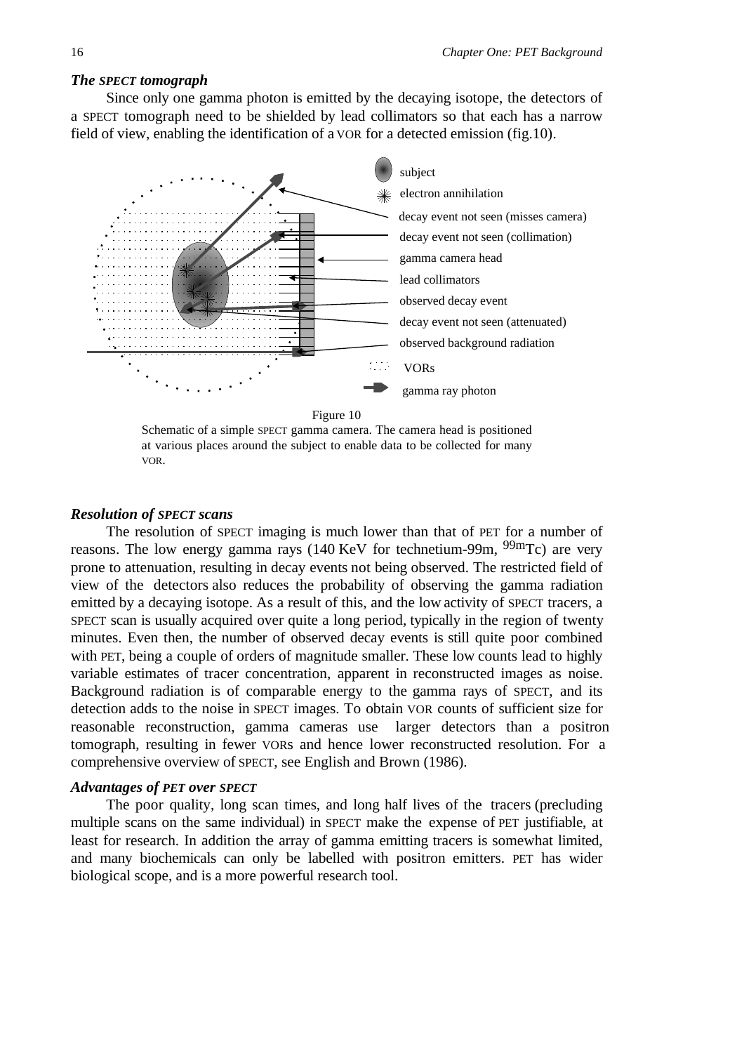### *The SPECT tomograph*

Since only one gamma photon is emitted by the decaying isotope, the detectors of a SPECT tomograph need to be shielded by lead collimators so that each has a narrow field of view, enabling the identification of a VOR for a detected emission (fig.10).

subject

electron annihilation

decay event not seen (misses camera)

decay event not seen (collimation)

gamma camera head

lead collimators

observed decay event

decay event not seen (attenuated)

observed background radiation

VORs

gamma ray photon

Figure 10

Schematic of a simple SPECT gamma camera. The camera head is positioned at various places around the subject to enable data to be collected for many VOR.

### *Resolution of SPECT scans*

The resolution of SPECT imaging is much lower than that of PET for a number of reasons. The low energy gamma rays (140 KeV for technetium-99m, $^{99m}$Tc) are very prone to attenuation, resulting in decay events not being observed. The restricted field of view of the detectors also reduces the probability of observing the gamma radiation emitted by a decaying isotope. As a result of this, and the low activity of SPECT tracers, a SPECT scan is usually acquired over quite a long period, typically in the region of twenty minutes. Even then, the number of observed decay events is still quite poor combined with PET, being a couple of orders of magnitude smaller. These low counts lead to highly variable estimates of tracer concentration, apparent in reconstructed images as noise. Background radiation is of comparable energy to the gamma rays of SPECT, and its detection adds to the noise in SPECT images. To obtain VOR counts of sufficient size for reasonable reconstruction, gamma cameras use larger detectors than a positron tomograph, resulting in fewer VORs and hence lower reconstructed resolution. For a comprehensive overview of SPECT, see English and Brown (1986).

### *Advantages of PET over SPECT*

The poor quality, long scan times, and long half lives of the tracers (precluding multiple scans on the same individual) in SPECT make the expense of PET justifiable, at least for research. In addition the array of gamma emitting tracers is somewhat limited, and many biochemicals can only be labelled with positron emitters. PET has wider biological scope, and is a more powerful research tool.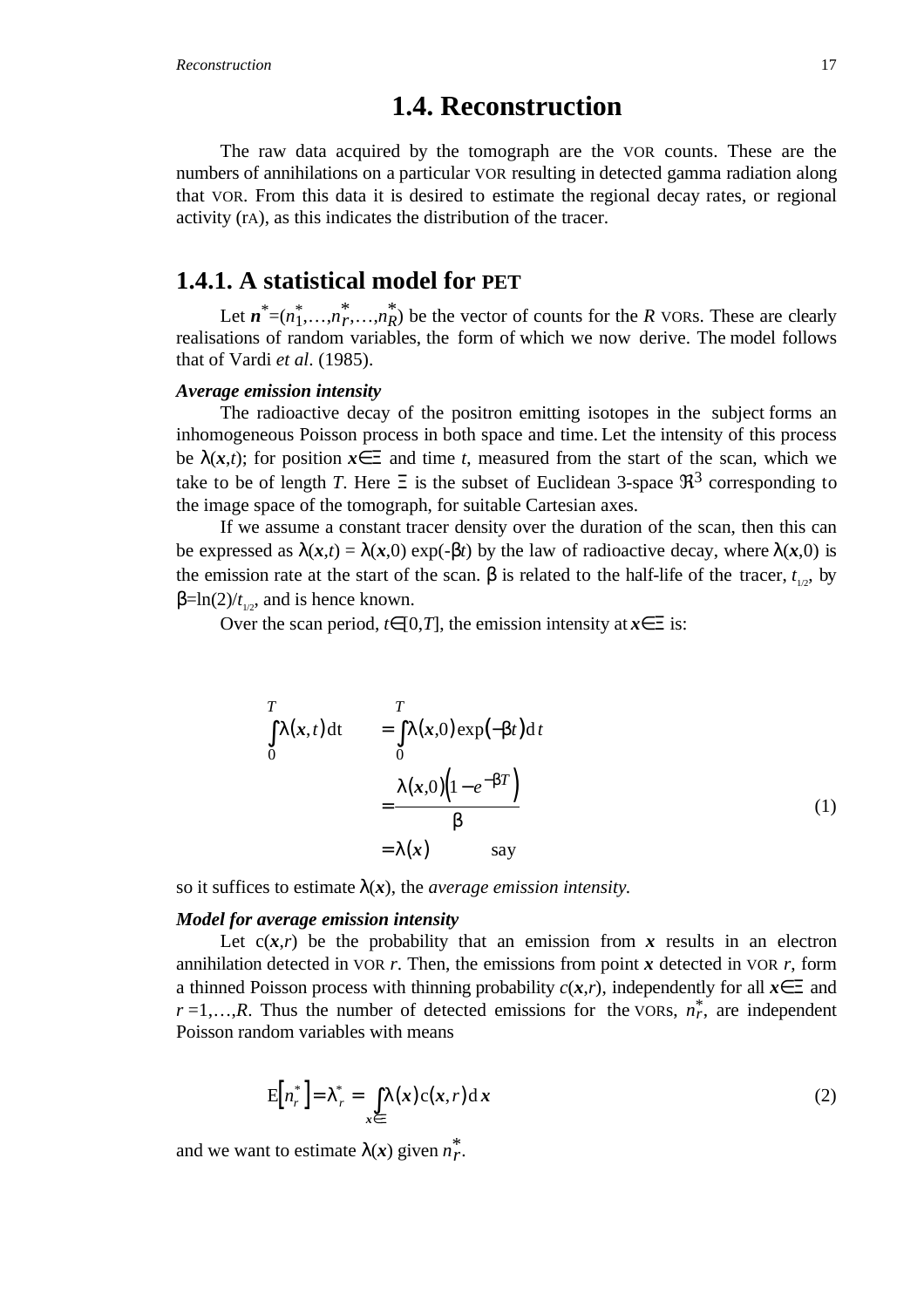## 1.4. Reconstruction

The raw data acquired by the tomograph are the VOR counts. These are the numbers of annihilations on a particular VOR resulting in detected gamma radiation along that VOR. From this data it is desired to estimate the regional decay rates, or regional activity (rA), as this indicates the distribution of the tracer.

### 1.4.1. A statistical model for PET

Let $\boldsymbol{n}^*=(n_1^*,\ldots,n_r^*,\ldots,n_R^*)$ be the vector of counts for the $R$ VORs. These are clearly realisations of random variables, the form of which we now derive. The model follows that of Vardi *et al*. (1985).

***Average emission intensity***

The radioactive decay of the positron emitting isotopes in the subject forms an inhomogeneous Poisson process in both space and time. Let the intensity of this process be $\lambda(\boldsymbol{x},t)$; for position $\boldsymbol{x}\in\Xi$ and time $t$, measured from the start of the scan, which we take to be of length $T$. Here $\Xi$ is the subset of Euclidean 3-space $\Re^3$ corresponding to the image space of the tomograph, for suitable Cartesian axes.

If we assume a constant tracer density over the duration of the scan, then this can be expressed as $\lambda(\boldsymbol{x},t) = \lambda(\boldsymbol{x},0)\exp(-\beta t)$ by the law of radioactive decay, where $\lambda(\boldsymbol{x},0)$ is the emission rate at the start of the scan. $\beta$ is related to the half-life of the tracer, $t_{1/2}$, by $\beta=\ln(2)/t_{1/2}$, and is hence known.

Over the scan period, $t\in[0,T]$, the emission intensity at $\boldsymbol{x}\in\Xi$ is:

$$
\begin{aligned}
\int_0^T \lambda(\boldsymbol{x},t)\,\mathrm{d}t &= \int_0^T \lambda(\boldsymbol{x},0)\exp(-\beta t)\,\mathrm{d}t \\
&= \frac{\lambda(\boldsymbol{x},0)\left(1-e^{-\beta T}\right)}{\beta} \\
&= \lambda(\boldsymbol{x}) \qquad \text{say}
\end{aligned}
\tag{1}
$$

so it suffices to estimate $\lambda(\boldsymbol{x})$, the *average emission intensity*.

***Model for average emission intensity***

Let $c(\boldsymbol{x},r)$ be the probability that an emission from $\boldsymbol{x}$ results in an electron annihilation detected in VOR $r$. Then, the emissions from point $\boldsymbol{x}$ detected in VOR $r$, form a thinned Poisson process with thinning probability $c(\boldsymbol{x},r)$, independently for all $\boldsymbol{x}\in\Xi$ and $r=1,\ldots,R$. Thus the number of detected emissions for the VORs, $n_r^*$, are independent Poisson random variables with means

$$
\mathrm{E}\left[n_r^*\right]=\lambda_r^* = \int_{\boldsymbol{x}\in\Xi} \lambda(\boldsymbol{x})\,c(\boldsymbol{x},r)\,\mathrm{d}\boldsymbol{x} \tag{2}
$$

and we want to estimate $\lambda(\boldsymbol{x})$ given $n_r^*$.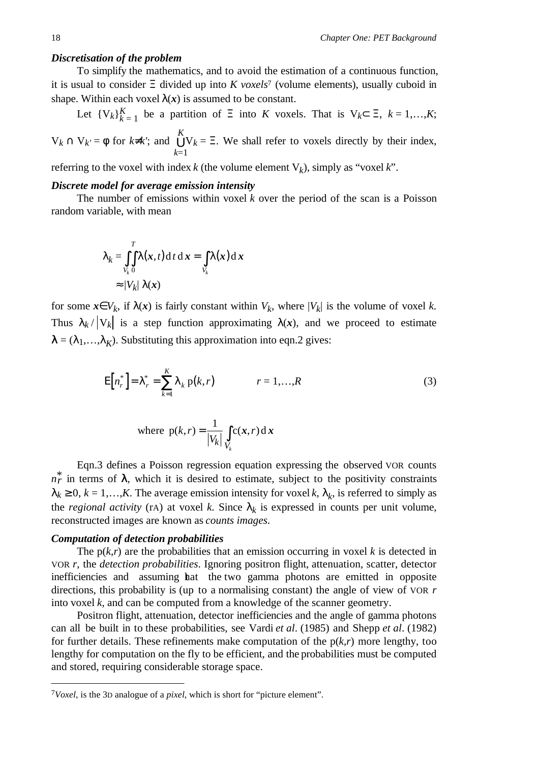***Discretisation of the problem***

To simplify the mathematics, and to avoid the estimation of a continuous function, it is usual to consider $\Xi$ divided up into $K$ *voxels*[7] (volume elements), usually cuboid in shape. Within each voxel $\lambda(\boldsymbol{x})$ is assumed to be constant.

Let $\{V_k\}_{k=1}^{K}$ be a partition of $\Xi$ into $K$ voxels. That is $V_k \subset \Xi$, $k = 1,\ldots,K$; $V_k \cap V_{k'} = \phi$ for $k \neq k'$; and $\bigcup_{k=1}^{K} V_k = \Xi$. We shall refer to voxels directly by their index, referring to the voxel with index $k$ (the volume element $V_k$), simply as "voxel $k$".

***Discrete model for average emission intensity***

The number of emissions within voxel $k$ over the period of the scan is a Poisson random variable, with mean

$$\lambda_k = \int_{V_k}\int_0^T \lambda(\boldsymbol{x},t)\,\mathrm{d}t\,\mathrm{d}\boldsymbol{x} = \int_{V_k}\lambda(\boldsymbol{x})\,\mathrm{d}\boldsymbol{x}$$

$$\approx |V_k|\,\lambda(\boldsymbol{x})$$

for some $\boldsymbol{x} \in V_k$, if $\lambda(\boldsymbol{x})$ is fairly constant within $V_k$, where $|V_k|$ is the volume of voxel $k$. Thus $\lambda_k / |V_k|$ is a step function approximating $\lambda(\boldsymbol{x})$, and we proceed to estimate $\boldsymbol{\lambda} = (\lambda_1,\ldots,\lambda_K)$. Substituting this approximation into eqn.2 gives:

$$\mathrm{E}\left[n_r^*\right] = \lambda_r^* = \sum_{k=1}^{K} \lambda_k\, \mathrm{p}(k,r) \qquad r = 1,\ldots,R \tag{3}$$

$$\text{where } \mathrm{p}(k,r) = \frac{1}{|V_k|}\int_{V_k} \mathrm{c}(\boldsymbol{x},r)\,\mathrm{d}\boldsymbol{x}$$

Eqn.3 defines a Poisson regression equation expressing the observed VOR counts $n_r^*$ in terms of $\boldsymbol{\lambda}$, which it is desired to estimate, subject to the positivity constraints $\lambda_k \geq 0$, $k = 1,\ldots,K$. The average emission intensity for voxel $k$, $\lambda_k$, is referred to simply as the *regional activity* (RA) at voxel $k$. Since $\lambda_k$ is expressed in counts per unit volume, reconstructed images are known as *counts images*.

***Computation of detection probabilities***

The $\mathrm{p}(k,r)$ are the probabilities that an emission occurring in voxel $k$ is detected in VOR $r$, the *detection probabilities*. Ignoring positron flight, attenuation, scatter, detector inefficiencies and assuming that the two gamma photons are emitted in opposite directions, this probability is (up to a normalising constant) the angle of view of VOR $r$ into voxel $k$, and can be computed from a knowledge of the scanner geometry.

Positron flight, attenuation, detector inefficiencies and the angle of gamma photons can all be built in to these probabilities, see Vardi *et al*. (1985) and Shepp *et al*. (1982) for further details. These refinements make computation of the $\mathrm{p}(k,r)$ more lengthy, too lengthy for computation on the fly to be efficient, and the probabilities must be computed and stored, requiring considerable storage space.

---

[7] *Voxel*, is the 3D analogue of a *pixel*, which is short for "picture element".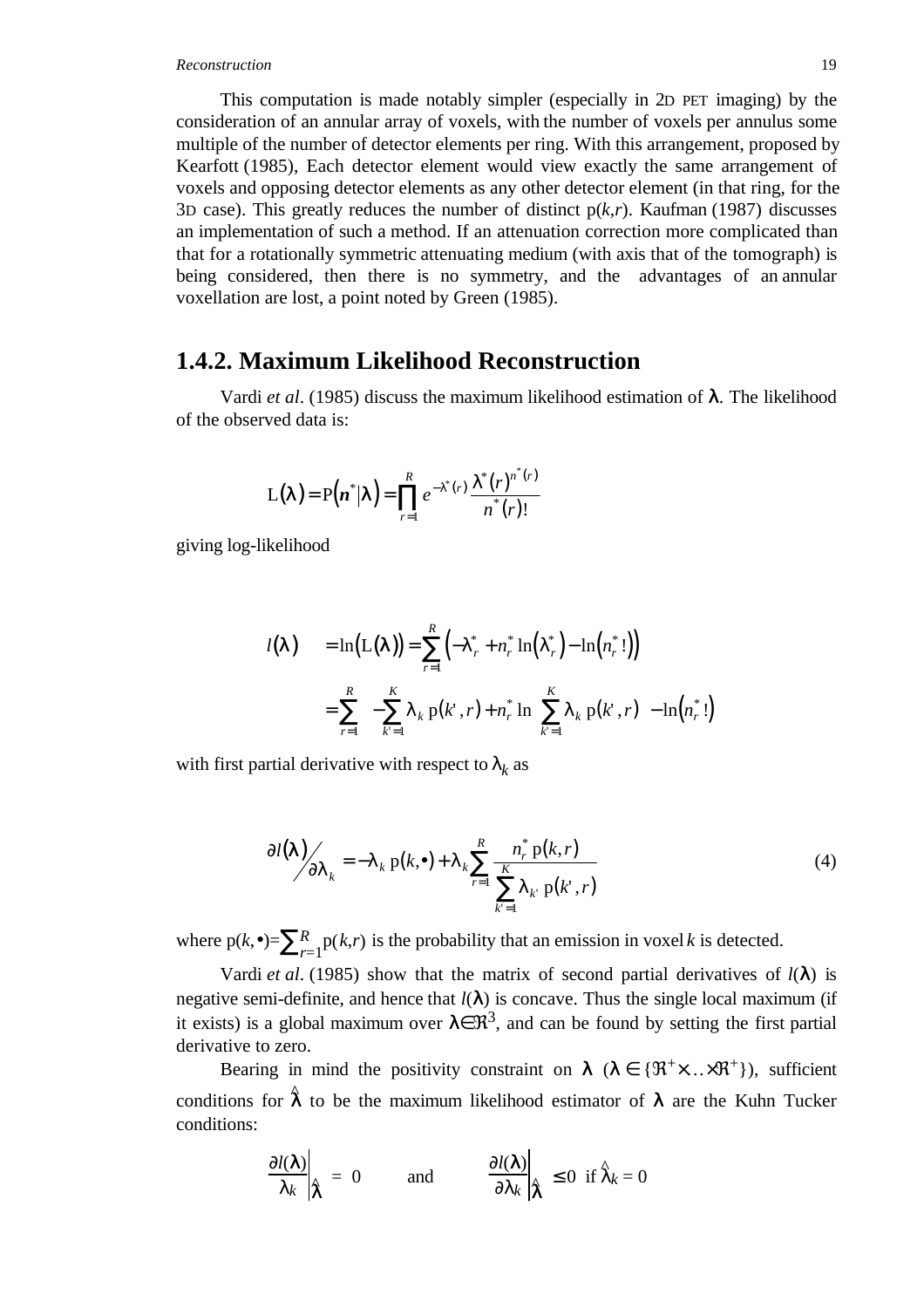This computation is made notably simpler (especially in 2D PET imaging) by the consideration of an annular array of voxels, with the number of voxels per annulus some multiple of the number of detector elements per ring. With this arrangement, proposed by Kearfott (1985), Each detector element would view exactly the same arrangement of voxels and opposing detector elements as any other detector element (in that ring, for the 3D case). This greatly reduces the number of distinct p(*k*,*r*). Kaufman (1987) discusses an implementation of such a method. If an attenuation correction more complicated than that for a rotationally symmetric attenuating medium (with axis that of the tomograph) is being considered, then there is no symmetry, and the advantages of an annular voxellation are lost, a point noted by Green (1985).

## 1.4.2. Maximum Likelihood Reconstruction

Vardi *et al*. (1985) discuss the maximum likelihood estimation of $\lambda$. The likelihood of the observed data is:

$$\mathrm{L}(\lambda) = \mathrm{P}\left(\boldsymbol{n}^* \middle| \lambda\right) = \prod_{r=1}^{R} e^{-\lambda^*(r)} \frac{\lambda^*(r)^{n^*(r)}}{n^*(r)!}$$

giving log-likelihood

$$\begin{aligned} l(\lambda) &= \ln\left(\mathrm{L}(\lambda)\right) = \sum_{r=1}^{R}\left(-\lambda_r^* + n_r^* \ln\left(\lambda_r^*\right) - \ln\left(n_r^*!\right)\right) \\ &= \sum_{r=1}^{R}\left(-\sum_{k'=1}^{K}\lambda_k\, \mathrm{p}(k',r) + n_r^* \ln\left(\sum_{k'=1}^{K}\lambda_k\, \mathrm{p}(k',r)\right) - \ln\left(n_r^*!\right)\right) \end{aligned}$$

with first partial derivative with respect to $\lambda_k$ as

$$\partial l(\lambda) \Big/ \partial\lambda_k = -\lambda_k\, \mathrm{p}(k,\bullet) + \lambda_k \sum_{r=1}^{R} \frac{n_r^*\, \mathrm{p}(k,r)}{\sum_{k'=1}^{K} \lambda_{k'}\, \mathrm{p}(k',r)} \tag{4}$$

where $\mathrm{p}(k,\bullet) = \sum_{r=1}^{R} \mathrm{p}(k,r)$ is the probability that an emission in voxel *k* is detected.

Vardi *et al*. (1985) show that the matrix of second partial derivatives of $l(\lambda)$ is negative semi-definite, and hence that $l(\lambda)$ is concave. Thus the single local maximum (if it exists) is a global maximum over $\lambda \in \Re^3$, and can be found by setting the first partial derivative to zero.

Bearing in mind the positivity constraint on $\lambda$ ($\lambda \in \{\Re^+ \times \ldots \times \Re^+\}$), sufficient conditions for $\hat{\lambda}$ to be the maximum likelihood estimator of $\lambda$ are the Kuhn Tucker conditions:

$$\left.\frac{\partial l(\lambda)}{\lambda_k}\right|_{\hat{\lambda}} = 0 \qquad \text{and} \qquad \left.\frac{\partial l(\lambda)}{\partial\lambda_k}\right|_{\hat{\lambda}} \leq 0 \ \text{ if } \hat{\lambda}_k = 0$$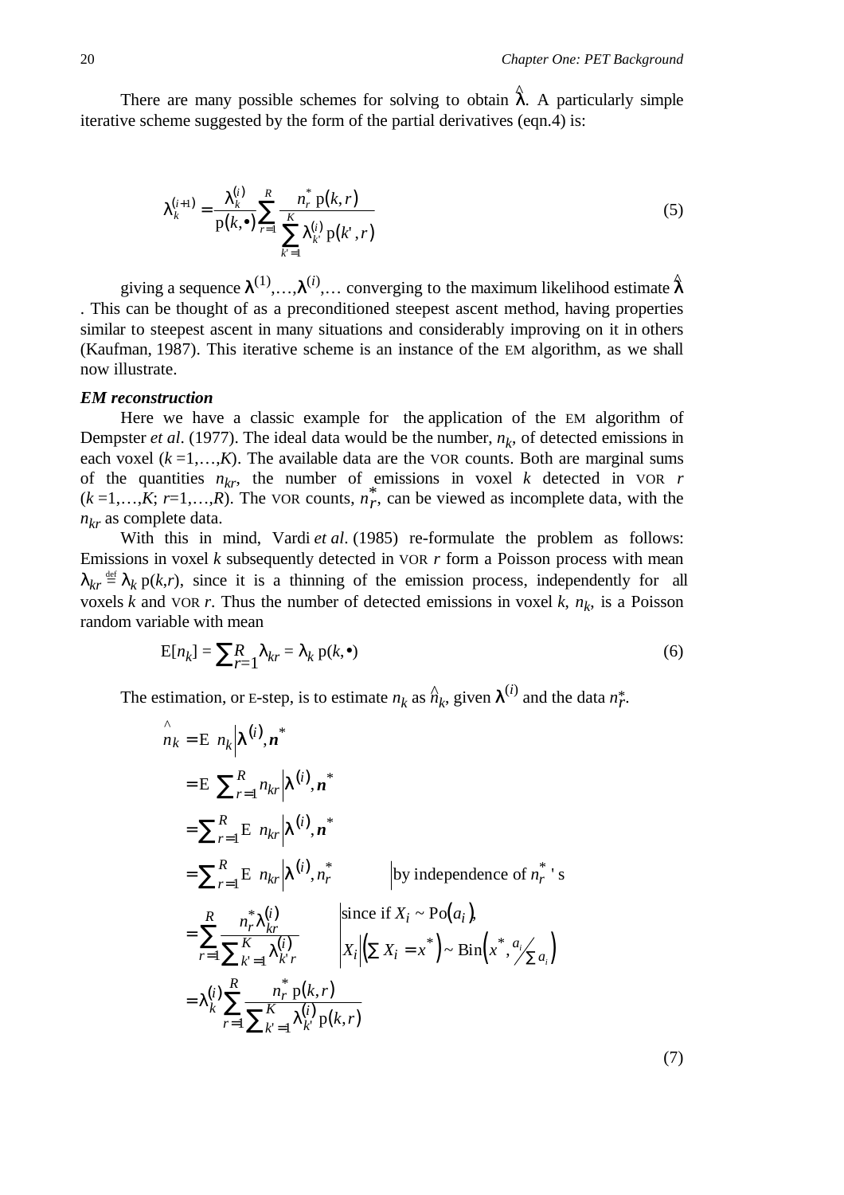There are many possible schemes for solving to obtain $\hat{\lambda}$. A particularly simple iterative scheme suggested by the form of the partial derivatives (eqn.4) is:

$$\lambda_k^{(i+1)} = \frac{\lambda_k^{(i)}}{\mathrm{p}(k,\bullet)} \sum_{r=1}^{R} \frac{n_r^* \, \mathrm{p}(k,r)}{\sum_{k'=1}^{K} \lambda_{k'}^{(i)} \, \mathrm{p}(k',r)} \tag{5}$$

giving a sequence $\lambda^{(1)},\ldots,\lambda^{(i)},\ldots$ converging to the maximum likelihood estimate $\hat{\lambda}$. This can be thought of as a preconditioned steepest ascent method, having properties similar to steepest ascent in many situations and considerably improving on it in others (Kaufman, 1987). This iterative scheme is an instance of the EM algorithm, as we shall now illustrate.

***EM reconstruction***

Here we have a classic example for the application of the EM algorithm of Dempster *et al*. (1977). The ideal data would be the number, $n_k$, of detected emissions in each voxel ($k = 1,\ldots,K$). The available data are the VOR counts. Both are marginal sums of the quantities $n_{kr}$, the number of emissions in voxel $k$ detected in VOR $r$ ($k = 1,\ldots,K$; $r = 1,\ldots,R$). The VOR counts, $n_r^*$, can be viewed as incomplete data, with the $n_{kr}$ as complete data.

With this in mind, Vardi *et al*. (1985) re-formulate the problem as follows: Emissions in voxel $k$ subsequently detected in VOR $r$ form a Poisson process with mean $\lambda_{kr} \stackrel{\text{def}}{=} \lambda_k \, \mathrm{p}(k,r)$, since it is a thinning of the emission process, independently for all voxels $k$ and VOR $r$. Thus the number of detected emissions in voxel $k$, $n_k$, is a Poisson random variable with mean

$$\mathrm{E}[n_k] = \sum_{r=1}^{R} \lambda_{kr} = \lambda_k \, \mathrm{p}(k,\bullet) \tag{6}$$

The estimation, or E-step, is to estimate $n_k$ as $\hat{n}_k$, given $\lambda^{(i)}$ and the data $n_r^*$.

$$\begin{aligned}
\hat{n}_k &= \mathrm{E}\left[ n_k \,\middle|\, \lambda^{(i)}, \boldsymbol{n}^* \right] \\
&= \mathrm{E}\left[ \textstyle\sum_{r=1}^{R} n_{kr} \,\middle|\, \lambda^{(i)}, \boldsymbol{n}^* \right] \\
&= \textstyle\sum_{r=1}^{R} \mathrm{E}\left[ n_{kr} \,\middle|\, \lambda^{(i)}, \boldsymbol{n}^* \right] \\
&= \textstyle\sum_{r=1}^{R} \mathrm{E}\left[ n_{kr} \,\middle|\, \lambda^{(i)}, n_r^* \right] && \Big| \text{by independence of } n_r^* \text{'s} \\
&= \sum_{r=1}^{R} \frac{n_r^* \lambda_{kr}^{(i)}}{\sum_{k'=1}^{K} \lambda_{k'r}^{(i)}} && \Big| \text{since if } X_i \sim \mathrm{Po}(a_i), \; X_i \Big| \left( \textstyle\sum X_i = x^* \right) \sim \mathrm{Bin}\left( x^*, a_i \big/ \textstyle\sum a_i \right) \\
&= \lambda_k^{(i)} \sum_{r=1}^{R} \frac{n_r^* \, \mathrm{p}(k,r)}{\sum_{k'=1}^{K} \lambda_{k'}^{(i)} \, \mathrm{p}(k,r)}
\end{aligned} \tag{7}$$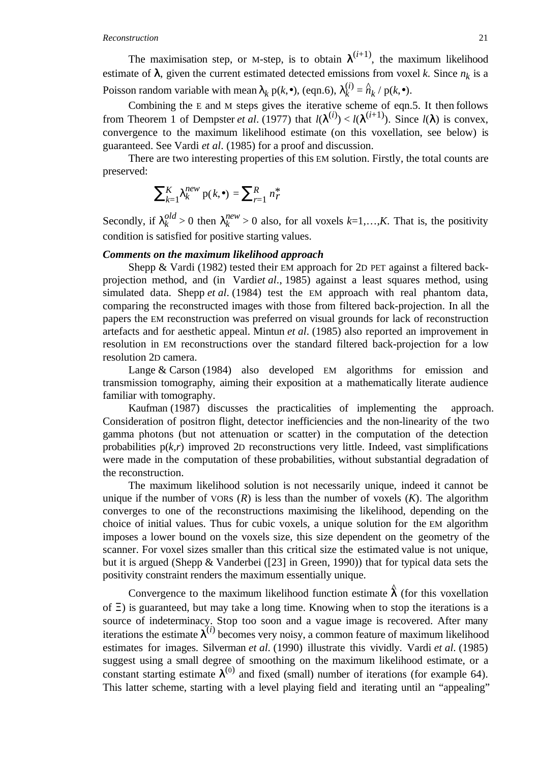The maximisation step, or M-step, is to obtain $\lambda^{(i+1)}$, the maximum likelihood estimate of $\lambda$, given the current estimated detected emissions from voxel $k$. Since $n_k$ is a Poisson random variable with mean $\lambda_k$ p($k$,•), (eqn.6), $\lambda_k^{(i)} = \hat{n}_k$ / p($k$,•).

Combining the E and M steps gives the iterative scheme of eqn.5. It then follows from Theorem 1 of Dempster *et al*. (1977) that $l(\lambda^{(i)}) < l(\lambda^{(i+1)})$. Since $l(\lambda)$ is convex, convergence to the maximum likelihood estimate (on this voxellation, see below) is guaranteed. See Vardi *et al*. (1985) for a proof and discussion.

There are two interesting properties of this EM solution. Firstly, the total counts are preserved:

$$\sum_{k=1}^{K} \lambda_k^{new} \,\mathrm{p}(k,\bullet) = \sum_{r=1}^{R} n_r^*$$

Secondly, if $\lambda_k^{old} > 0$ then $\lambda_k^{new} > 0$ also, for all voxels $k$=1,…,$K$. That is, the positivity condition is satisfied for positive starting values.

***Comments on the maximum likelihood approach***

Shepp & Vardi (1982) tested their EM approach for 2D PET against a filtered back-projection method, and (in Vardi *et al*., 1985) against a least squares method, using simulated data. Shepp *et al*. (1984) test the EM approach with real phantom data, comparing the reconstructed images with those from filtered back-projection. In all the papers the EM reconstruction was preferred on visual grounds for lack of reconstruction artefacts and for aesthetic appeal. Mintun *et al*. (1985) also reported an improvement in resolution in EM reconstructions over the standard filtered back-projection for a low resolution 2D camera.

Lange & Carson (1984) also developed EM algorithms for emission and transmission tomography, aiming their exposition at a mathematically literate audience familiar with tomography.

Kaufman (1987) discusses the practicalities of implementing the approach. Consideration of positron flight, detector inefficiencies and the non-linearity of the two gamma photons (but not attenuation or scatter) in the computation of the detection probabilities p($k$,$r$) improved 2D reconstructions very little. Indeed, vast simplifications were made in the computation of these probabilities, without substantial degradation of the reconstruction.

The maximum likelihood solution is not necessarily unique, indeed it cannot be unique if the number of VORS ($R$) is less than the number of voxels ($K$). The algorithm converges to one of the reconstructions maximising the likelihood, depending on the choice of initial values. Thus for cubic voxels, a unique solution for the EM algorithm imposes a lower bound on the voxels size, this size dependent on the geometry of the scanner. For voxel sizes smaller than this critical size the estimated value is not unique, but it is argued (Shepp & Vanderbei ([23] in Green, 1990)) that for typical data sets the positivity constraint renders the maximum essentially unique.

Convergence to the maximum likelihood function estimate $\hat{\lambda}$ (for this voxellation of $\Xi$) is guaranteed, but may take a long time. Knowing when to stop the iterations is a source of indeterminacy. Stop too soon and a vague image is recovered. After many iterations the estimate $\lambda^{(i)}$ becomes very noisy, a common feature of maximum likelihood estimates for images. Silverman *et al*. (1990) illustrate this vividly. Vardi *et al*. (1985) suggest using a small degree of smoothing on the maximum likelihood estimate, or a constant starting estimate $\lambda^{(0)}$ and fixed (small) number of iterations (for example 64). This latter scheme, starting with a level playing field and iterating until an “appealing”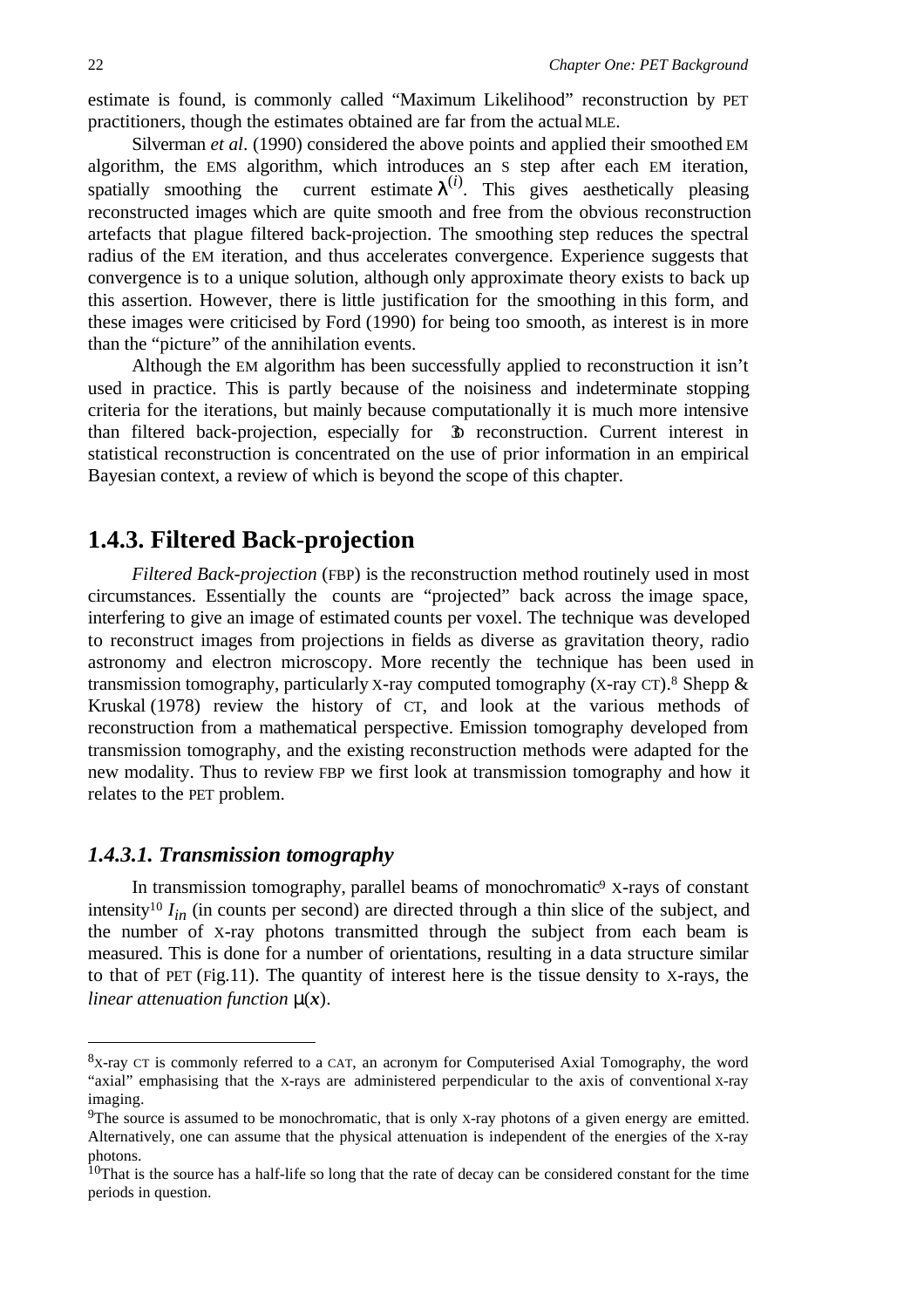estimate is found, is commonly called "Maximum Likelihood" reconstruction by PET practitioners, though the estimates obtained are far from the actual MLE.

Silverman *et al*. (1990) considered the above points and applied their smoothed EM algorithm, the EMS algorithm, which introduces an S step after each EM iteration, spatially smoothing the current estimate $\lambda^{(i)}$. This gives aesthetically pleasing reconstructed images which are quite smooth and free from the obvious reconstruction artefacts that plague filtered back-projection. The smoothing step reduces the spectral radius of the EM iteration, and thus accelerates convergence. Experience suggests that convergence is to a unique solution, although only approximate theory exists to back up this assertion. However, there is little justification for the smoothing in this form, and these images were criticised by Ford (1990) for being too smooth, as interest is in more than the "picture" of the annihilation events.

Although the EM algorithm has been successfully applied to reconstruction it isn't used in practice. This is partly because of the noisiness and indeterminate stopping criteria for the iterations, but mainly because computationally it is much more intensive than filtered back-projection, especially for 3D reconstruction. Current interest in statistical reconstruction is concentrated on the use of prior information in an empirical Bayesian context, a review of which is beyond the scope of this chapter.

## 1.4.3. Filtered Back-projection

*Filtered Back-projection* (FBP) is the reconstruction method routinely used in most circumstances. Essentially the counts are "projected" back across the image space, interfering to give an image of estimated counts per voxel. The technique was developed to reconstruct images from projections in fields as diverse as gravitation theory, radio astronomy and electron microscopy. More recently the technique has been used in transmission tomography, particularly X-ray computed tomography (X-ray CT).[8] Shepp & Kruskal (1978) review the history of CT, and look at the various methods of reconstruction from a mathematical perspective. Emission tomography developed from transmission tomography, and the existing reconstruction methods were adapted for the new modality. Thus to review FBP we first look at transmission tomography and how it relates to the PET problem.

### *1.4.3.1. Transmission tomography*

In transmission tomography, parallel beams of monochromatic[9] X-rays of constant intensity[10] $I_{in}$ (in counts per second) are directed through a thin slice of the subject, and the number of X-ray photons transmitted through the subject from each beam is measured. This is done for a number of orientations, resulting in a data structure similar to that of PET (Fig.11). The quantity of interest here is the tissue density to X-rays, the *linear attenuation function* $\mu(\boldsymbol{x})$.

---

[8] X-ray CT is commonly referred to a CAT, an acronym for Computerised Axial Tomography, the word "axial" emphasising that the X-rays are administered perpendicular to the axis of conventional X-ray imaging.

[9] The source is assumed to be monochromatic, that is only X-ray photons of a given energy are emitted. Alternatively, one can assume that the physical attenuation is independent of the energies of the X-ray photons.

[10] That is the source has a half-life so long that the rate of decay can be considered constant for the time periods in question.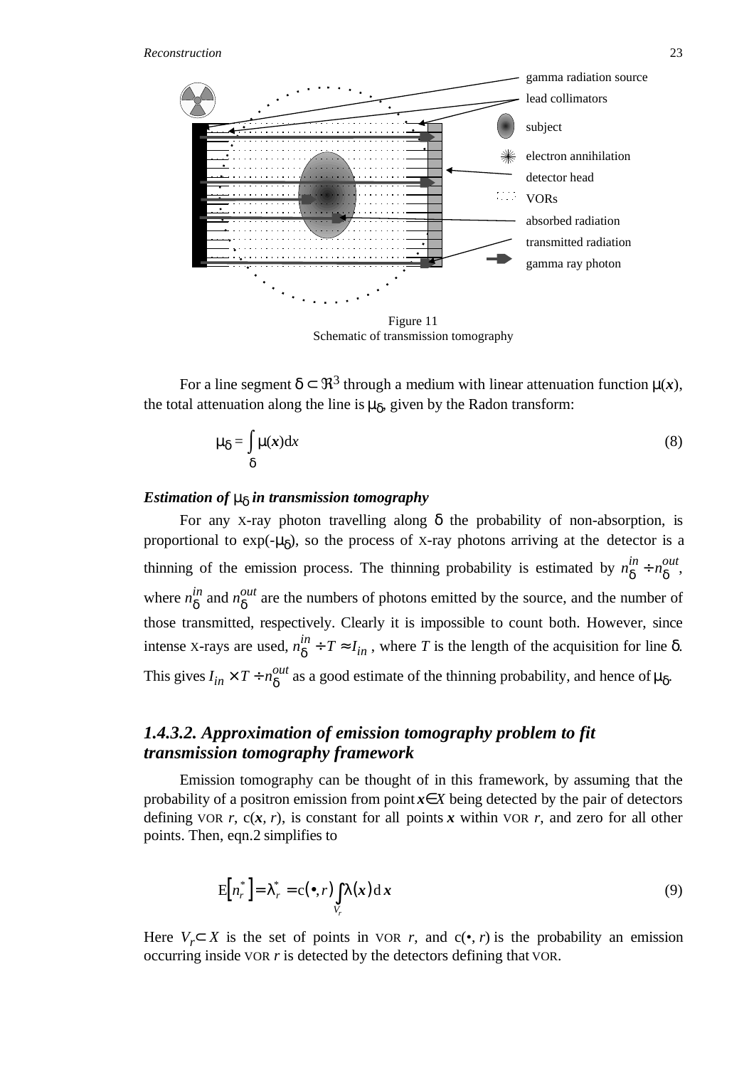Figure 11
Schematic of transmission tomography

For a line segment $\delta \subset \Re^3$ through a medium with linear attenuation function $\mu(\boldsymbol{x})$, the total attenuation along the line is $\mu_\delta$, given by the Radon transform:

$$\mu_\delta = \int_\delta \mu(\boldsymbol{x})\mathrm{d}x \tag{8}$$

***Estimation of $\mu_\delta$ in transmission tomography***

For any X-ray photon travelling along $\delta$ the probability of non-absorption, is proportional to $\exp(-\mu_\delta)$, so the process of X-ray photons arriving at the detector is a thinning of the emission process. The thinning probability is estimated by $n_\delta^{in} \div n_\delta^{out}$, where $n_\delta^{in}$ and $n_\delta^{out}$ are the numbers of photons emitted by the source, and the number of those transmitted, respectively. Clearly it is impossible to count both. However, since intense X-rays are used, $n_\delta^{in} \div T \approx I_{in}$, where $T$ is the length of the acquisition for line $\delta$. This gives $I_{in} \times T \div n_\delta^{out}$ as a good estimate of the thinning probability, and hence of $\mu_\delta$.

### *1.4.3.2. Approximation of emission tomography problem to fit transmission tomography framework*

Emission tomography can be thought of in this framework, by assuming that the probability of a positron emission from point $\boldsymbol{x} \in X$ being detected by the pair of detectors defining VOR $r$, $c(\boldsymbol{x}, r)$, is constant for all points $\boldsymbol{x}$ within VOR $r$, and zero for all other points. Then, eqn.2 simplifies to

$$\mathrm{E}\left[n_r^*\right] = \lambda_r^* = c(\bullet, r) \int_{V_r} \lambda(\boldsymbol{x})\,\mathrm{d}\,\boldsymbol{x} \tag{9}$$

Here $V_r \subset X$ is the set of points in VOR $r$, and $c(\bullet, r)$ is the probability an emission occurring inside VOR $r$ is detected by the detectors defining that VOR.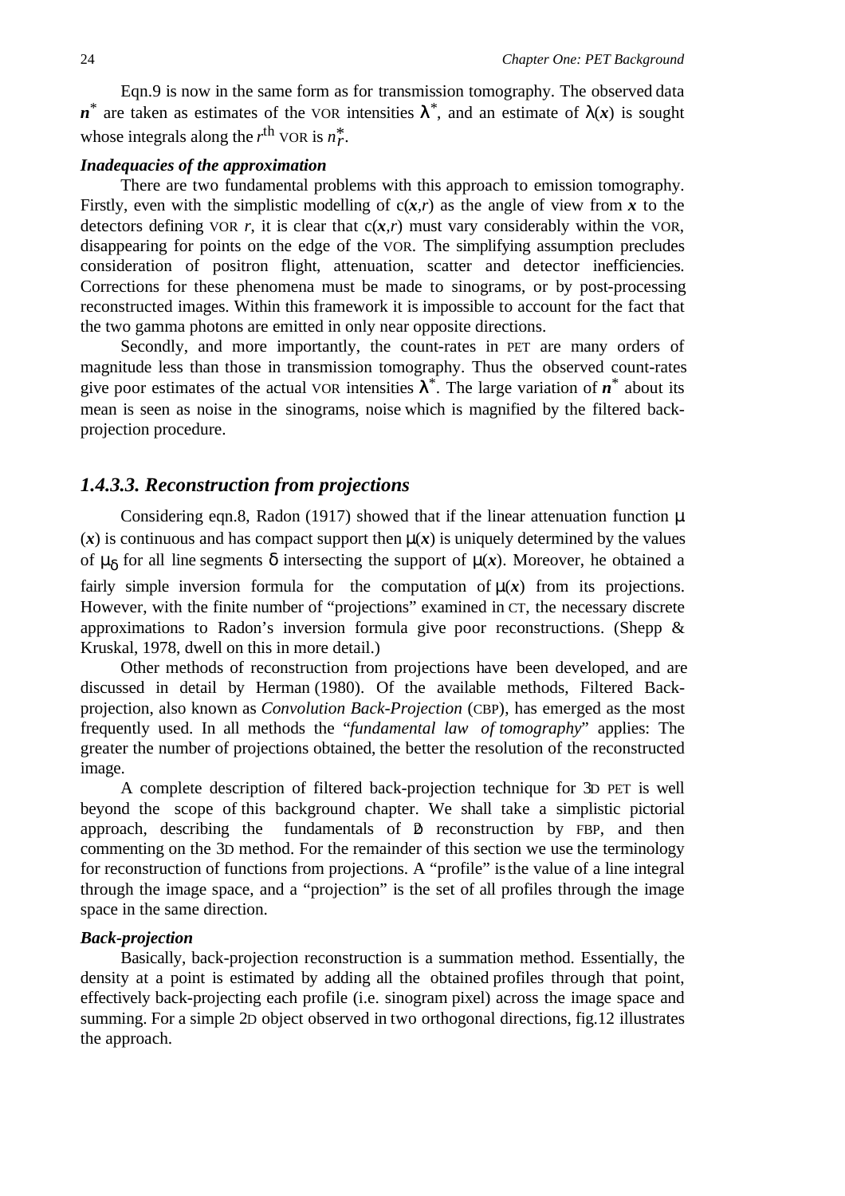Eqn.9 is now in the same form as for transmission tomography. The observed data $\boldsymbol{n}^*$ are taken as estimates of the VOR intensities $\lambda^*$, and an estimate of $\lambda(\boldsymbol{x})$ is sought whose integrals along the $r^{\text{th}}$ VOR is $n_r^*$.

***Inadequacies of the approximation***

There are two fundamental problems with this approach to emission tomography. Firstly, even with the simplistic modelling of $c(\boldsymbol{x},r)$ as the angle of view from $\boldsymbol{x}$ to the detectors defining VOR $r$, it is clear that $c(\boldsymbol{x},r)$ must vary considerably within the VOR, disappearing for points on the edge of the VOR. The simplifying assumption precludes consideration of positron flight, attenuation, scatter and detector inefficiencies. Corrections for these phenomena must be made to sinograms, or by post-processing reconstructed images. Within this framework it is impossible to account for the fact that the two gamma photons are emitted in only near opposite directions.

Secondly, and more importantly, the count-rates in PET are many orders of magnitude less than those in transmission tomography. Thus the observed count-rates give poor estimates of the actual VOR intensities $\lambda^*$. The large variation of $\boldsymbol{n}^*$ about its mean is seen as noise in the sinograms, noise which is magnified by the filtered back-projection procedure.

### *1.4.3.3. Reconstruction from projections*

Considering eqn.8, Radon (1917) showed that if the linear attenuation function $\mu(\boldsymbol{x})$ is continuous and has compact support then $\mu(\boldsymbol{x})$ is uniquely determined by the values of $\mu_\delta$ for all line segments $\delta$ intersecting the support of $\mu(\boldsymbol{x})$. Moreover, he obtained a fairly simple inversion formula for the computation of $\mu(\boldsymbol{x})$ from its projections. However, with the finite number of "projections" examined in CT, the necessary discrete approximations to Radon's inversion formula give poor reconstructions. (Shepp & Kruskal, 1978, dwell on this in more detail.)

Other methods of reconstruction from projections have been developed, and are discussed in detail by Herman (1980). Of the available methods, Filtered Back-projection, also known as *Convolution Back-Projection* (CBP), has emerged as the most frequently used. In all methods the "*fundamental law of tomography*" applies: The greater the number of projections obtained, the better the resolution of the reconstructed image.

A complete description of filtered back-projection technique for 3D PET is well beyond the scope of this background chapter. We shall take a simplistic pictorial approach, describing the fundamentals of 2D reconstruction by FBP, and then commenting on the 3D method. For the remainder of this section we use the terminology for reconstruction of functions from projections. A "profile" is the value of a line integral through the image space, and a "projection" is the set of all profiles through the image space in the same direction.

***Back-projection***

Basically, back-projection reconstruction is a summation method. Essentially, the density at a point is estimated by adding all the obtained profiles through that point, effectively back-projecting each profile (i.e. sinogram pixel) across the image space and summing. For a simple 2D object observed in two orthogonal directions, fig.12 illustrates the approach.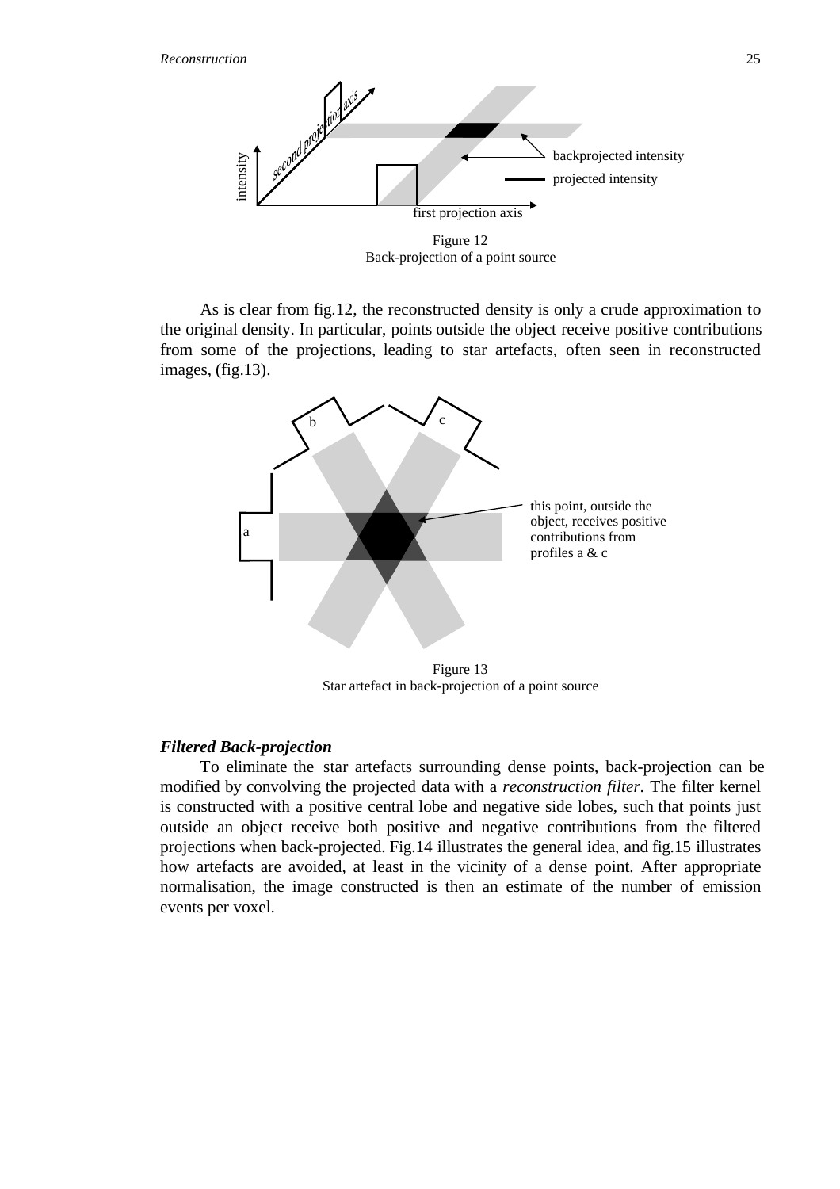Figure 12
Back-projection of a point source

As is clear from fig.12, the reconstructed density is only a crude approximation to the original density. In particular, points outside the object receive positive contributions from some of the projections, leading to star artefacts, often seen in reconstructed images, (fig.13).

Figure 13
Star artefact in back-projection of a point source

### *Filtered Back-projection*

To eliminate the star artefacts surrounding dense points, back-projection can be modified by convolving the projected data with a *reconstruction filter*. The filter kernel is constructed with a positive central lobe and negative side lobes, such that points just outside an object receive both positive and negative contributions from the filtered projections when back-projected. Fig.14 illustrates the general idea, and fig.15 illustrates how artefacts are avoided, at least in the vicinity of a dense point. After appropriate normalisation, the image constructed is then an estimate of the number of emission events per voxel.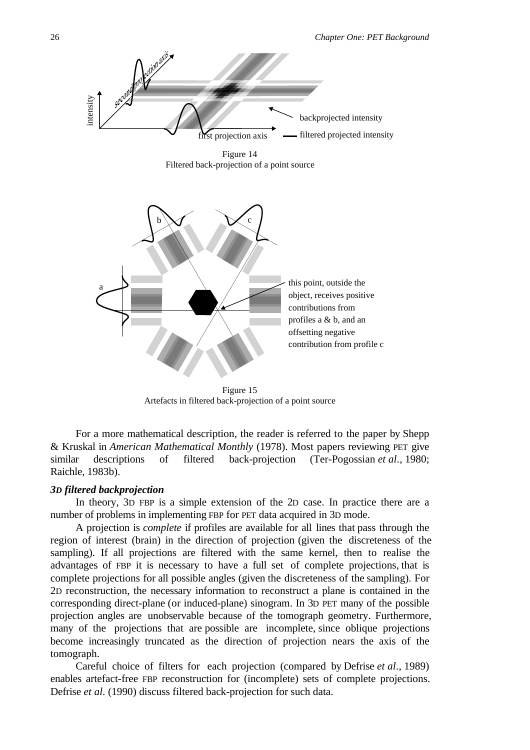Figure 14
Filtered back-projection of a point source

Figure 15
Artefacts in filtered back-projection of a point source

For a more mathematical description, the reader is referred to the paper by Shepp & Kruskal in *American Mathematical Monthly* (1978). Most papers reviewing PET give similar descriptions of filtered back-projection (Ter-Pogossian *et al.*, 1980; Raichle, 1983b).

### *3D filtered backprojection*

In theory, 3D FBP is a simple extension of the 2D case. In practice there are a number of problems in implementing FBP for PET data acquired in 3D mode.

A projection is *complete* if profiles are available for all lines that pass through the region of interest (brain) in the direction of projection (given the discreteness of the sampling). If all projections are filtered with the same kernel, then to realise the advantages of FBP it is necessary to have a full set of complete projections, that is complete projections for all possible angles (given the discreteness of the sampling). For 2D reconstruction, the necessary information to reconstruct a plane is contained in the corresponding direct-plane (or induced-plane) sinogram. In 3D PET many of the possible projection angles are unobservable because of the tomograph geometry. Furthermore, many of the projections that are possible are incomplete, since oblique projections become increasingly truncated as the direction of projection nears the axis of the tomograph.

Careful choice of filters for each projection (compared by Defrise *et al.*, 1989) enables artefact-free FBP reconstruction for (incomplete) sets of complete projections. Defrise *et al.* (1990) discuss filtered back-projection for such data.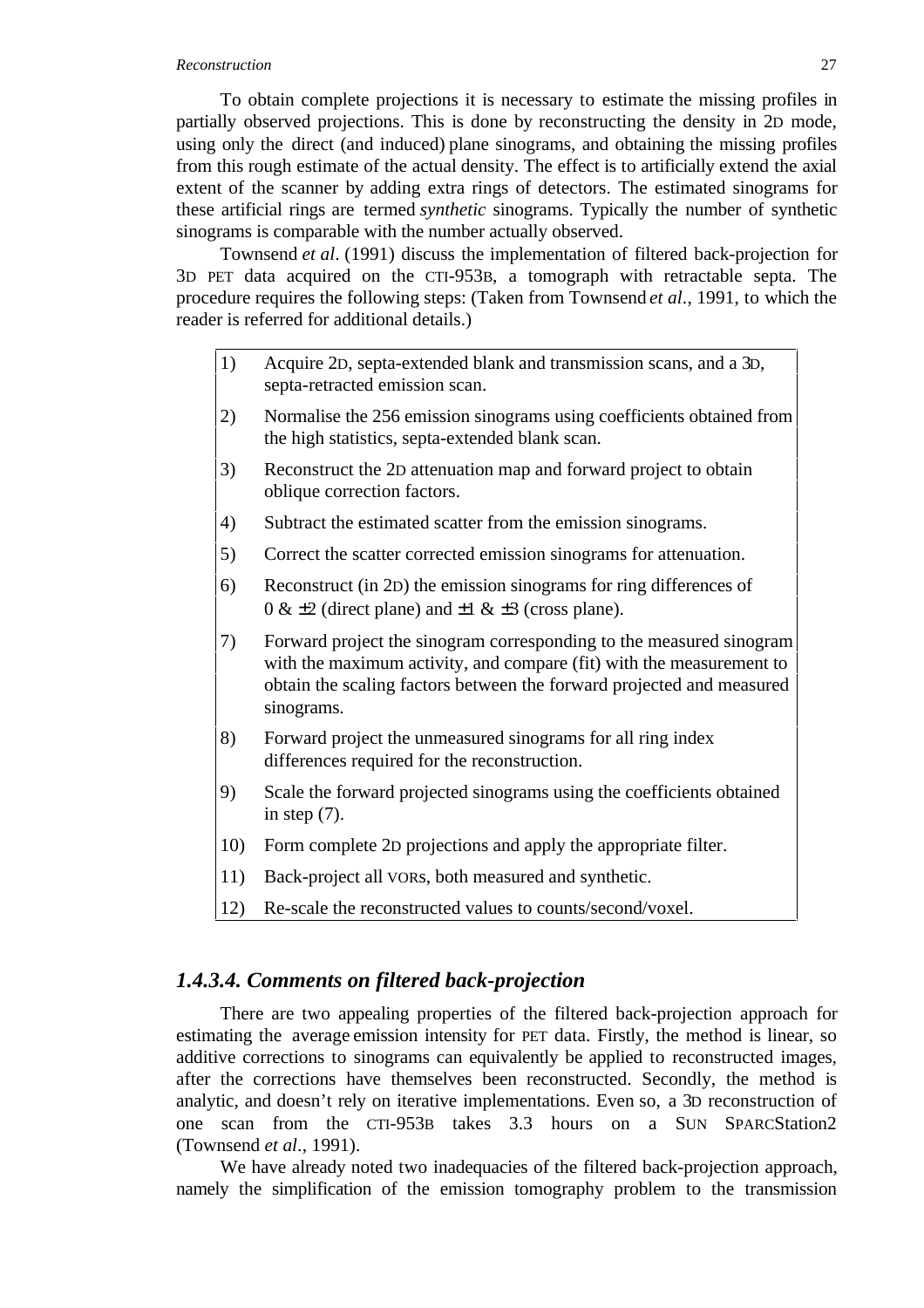To obtain complete projections it is necessary to estimate the missing profiles in partially observed projections. This is done by reconstructing the density in 2D mode, using only the direct (and induced) plane sinograms, and obtaining the missing profiles from this rough estimate of the actual density. The effect is to artificially extend the axial extent of the scanner by adding extra rings of detectors. The estimated sinograms for these artificial rings are termed *synthetic* sinograms. Typically the number of synthetic sinograms is comparable with the number actually observed.

Townsend *et al*. (1991) discuss the implementation of filtered back-projection for 3D PET data acquired on the CTI-953B, a tomograph with retractable septa. The procedure requires the following steps: (Taken from Townsend *et al*., 1991, to which the reader is referred for additional details.)

1) Acquire 2D, septa-extended blank and transmission scans, and a 3D, septa-retracted emission scan.
2) Normalise the 256 emission sinograms using coefficients obtained from the high statistics, septa-extended blank scan.
3) Reconstruct the 2D attenuation map and forward project to obtain oblique correction factors.
4) Subtract the estimated scatter from the emission sinograms.
5) Correct the scatter corrected emission sinograms for attenuation.
6) Reconstruct (in 2D) the emission sinograms for ring differences of $0$ & $\pm 2$ (direct plane) and $\pm 1$ & $\pm 3$ (cross plane).
7) Forward project the sinogram corresponding to the measured sinogram with the maximum activity, and compare (fit) with the measurement to obtain the scaling factors between the forward projected and measured sinograms.
8) Forward project the unmeasured sinograms for all ring index differences required for the reconstruction.
9) Scale the forward projected sinograms using the coefficients obtained in step (7).
10) Form complete 2D projections and apply the appropriate filter.
11) Back-project all VORs, both measured and synthetic.
12) Re-scale the reconstructed values to counts/second/voxel.

### *1.4.3.4. Comments on filtered back-projection*

There are two appealing properties of the filtered back-projection approach for estimating the average emission intensity for PET data. Firstly, the method is linear, so additive corrections to sinograms can equivalently be applied to reconstructed images, after the corrections have themselves been reconstructed. Secondly, the method is analytic, and doesn't rely on iterative implementations. Even so, a 3D reconstruction of one scan from the CTI-953B takes 3.3 hours on a SUN SPARCStation2 (Townsend *et al*., 1991).

We have already noted two inadequacies of the filtered back-projection approach, namely the simplification of the emission tomography problem to the transmission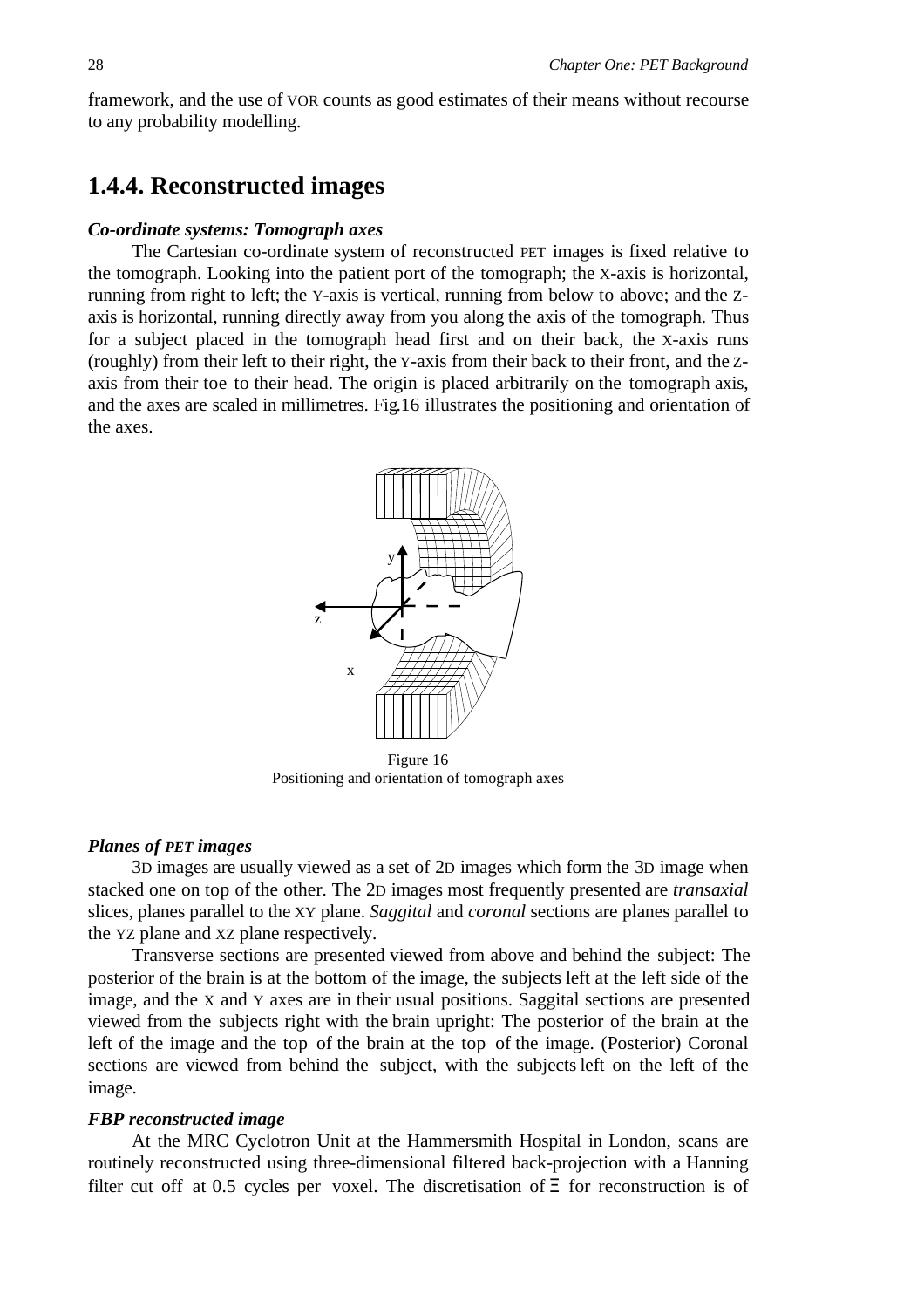framework, and the use of VOR counts as good estimates of their means without recourse to any probability modelling.

## 1.4.4. Reconstructed images

***Co-ordinate systems: Tomograph axes***

The Cartesian co-ordinate system of reconstructed PET images is fixed relative to the tomograph. Looking into the patient port of the tomograph; the X-axis is horizontal, running from right to left; the Y-axis is vertical, running from below to above; and the Z-axis is horizontal, running directly away from you along the axis of the tomograph. Thus for a subject placed in the tomograph head first and on their back, the X-axis runs (roughly) from their left to their right, the Y-axis from their back to their front, and the Z-axis from their toe to their head. The origin is placed arbitrarily on the tomograph axis, and the axes are scaled in millimetres. Fig.16 illustrates the positioning and orientation of the axes.

Figure 16
Positioning and orientation of tomograph axes

***Planes of PET images***

3D images are usually viewed as a set of 2D images which form the 3D image when stacked one on top of the other. The 2D images most frequently presented are *transaxial* slices, planes parallel to the XY plane. *Saggital* and *coronal* sections are planes parallel to the YZ plane and XZ plane respectively.

Transverse sections are presented viewed from above and behind the subject: The posterior of the brain is at the bottom of the image, the subjects left at the left side of the image, and the X and Y axes are in their usual positions. Saggital sections are presented viewed from the subjects right with the brain upright: The posterior of the brain at the left of the image and the top of the brain at the top of the image. (Posterior) Coronal sections are viewed from behind the subject, with the subjects left on the left of the image.

***FBP reconstructed image***

At the MRC Cyclotron Unit at the Hammersmith Hospital in London, scans are routinely reconstructed using three-dimensional filtered back-projection with a Hanning filter cut off at 0.5 cycles per voxel. The discretisation of $\Xi$ for reconstruction is of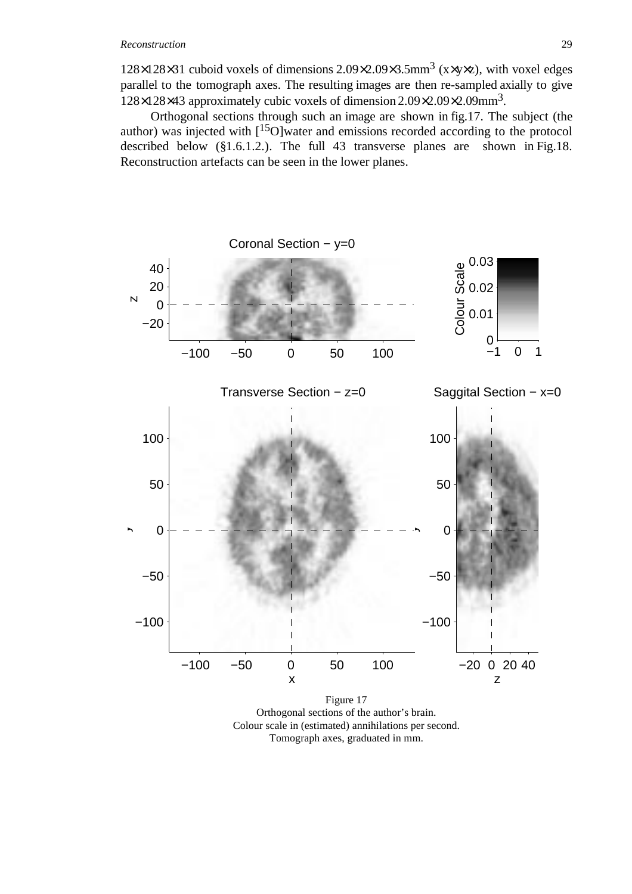128×128×31 cuboid voxels of dimensions 2.09×2.09×3.5mm$^3$ (x×y×z), with voxel edges parallel to the tomograph axes. The resulting images are then re-sampled axially to give 128×128×43 approximately cubic voxels of dimension 2.09×2.09×2.09mm$^3$.

Orthogonal sections through such an image are shown in fig.17. The subject (the author) was injected with [$^{15}$O]water and emissions recorded according to the protocol described below (§1.6.1.2.). The full 43 transverse planes are shown in Fig.18. Reconstruction artefacts can be seen in the lower planes.

Figure 17
Orthogonal sections of the author's brain.
Colour scale in (estimated) annihilations per second.
Tomograph axes, graduated in mm.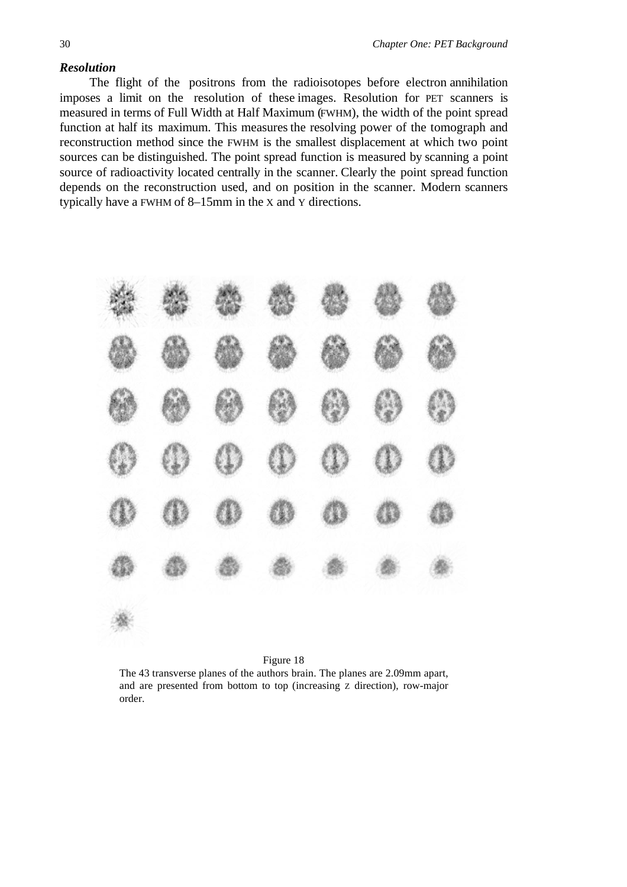### *Resolution*

The flight of the positrons from the radioisotopes before electron annihilation imposes a limit on the resolution of these images. Resolution for PET scanners is measured in terms of Full Width at Half Maximum (FWHM), the width of the point spread function at half its maximum. This measures the resolving power of the tomograph and reconstruction method since the FWHM is the smallest displacement at which two point sources can be distinguished. The point spread function is measured by scanning a point source of radioactivity located centrally in the scanner. Clearly the point spread function depends on the reconstruction used, and on position in the scanner. Modern scanners typically have a FWHM of 8–15mm in the X and Y directions.

Figure 18

The 43 transverse planes of the authors brain. The planes are 2.09mm apart, and are presented from bottom to top (increasing Z direction), row-major order.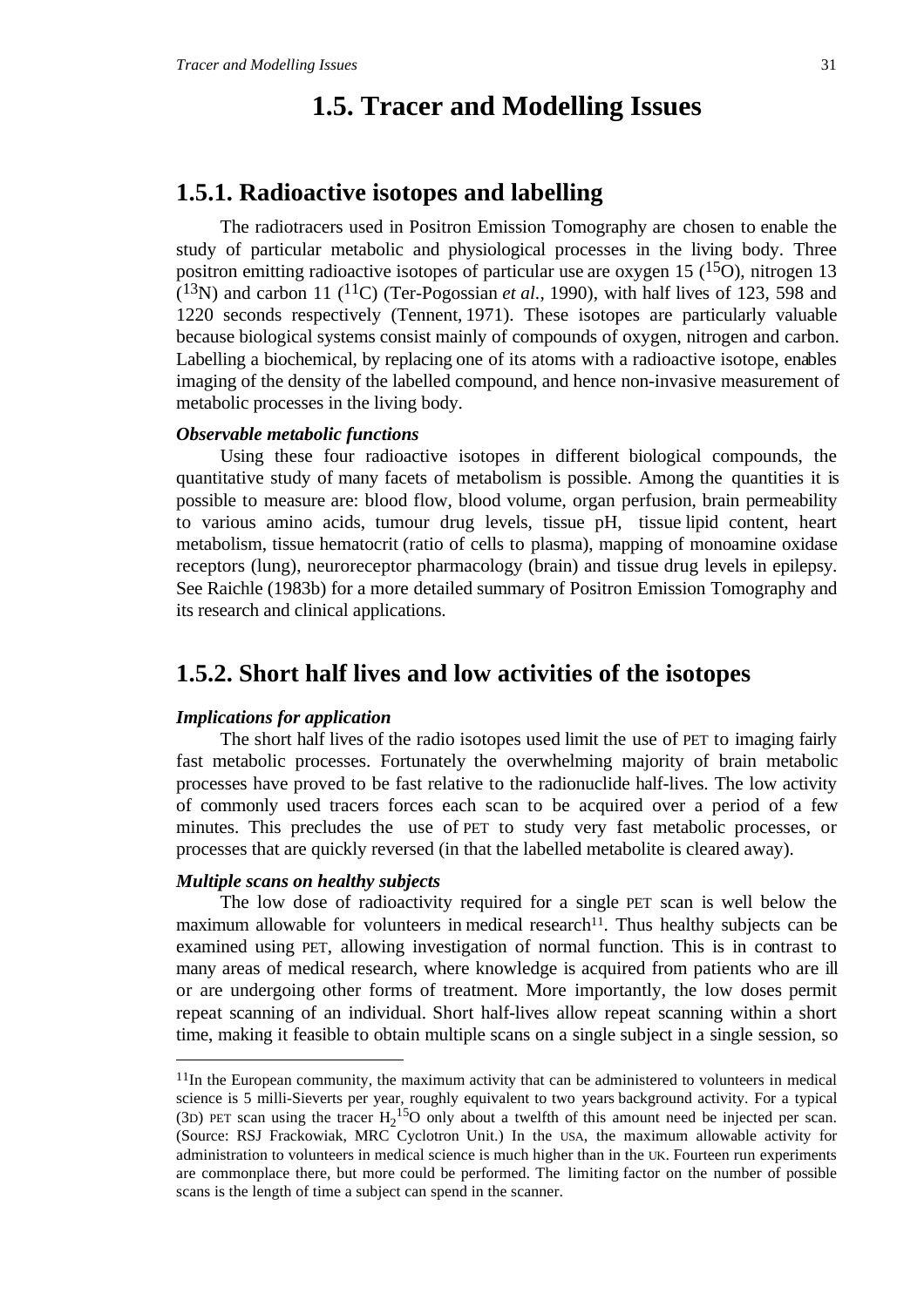# 1.5. Tracer and Modelling Issues

## 1.5.1. Radioactive isotopes and labelling

The radiotracers used in Positron Emission Tomography are chosen to enable the study of particular metabolic and physiological processes in the living body. Three positron emitting radioactive isotopes of particular use are oxygen 15 ($^{15}O$), nitrogen 13 ($^{13}N$) and carbon 11 ($^{11}C$) (Ter-Pogossian *et al.*, 1990), with half lives of 123, 598 and 1220 seconds respectively (Tennent, 1971). These isotopes are particularly valuable because biological systems consist mainly of compounds of oxygen, nitrogen and carbon. Labelling a biochemical, by replacing one of its atoms with a radioactive isotope, enables imaging of the density of the labelled compound, and hence non-invasive measurement of metabolic processes in the living body.

***Observable metabolic functions***

Using these four radioactive isotopes in different biological compounds, the quantitative study of many facets of metabolism is possible. Among the quantities it is possible to measure are: blood flow, blood volume, organ perfusion, brain permeability to various amino acids, tumour drug levels, tissue pH, tissue lipid content, heart metabolism, tissue hematocrit (ratio of cells to plasma), mapping of monoamine oxidase receptors (lung), neuroreceptor pharmacology (brain) and tissue drug levels in epilepsy. See Raichle (1983b) for a more detailed summary of Positron Emission Tomography and its research and clinical applications.

## 1.5.2. Short half lives and low activities of the isotopes

***Implications for application***

The short half lives of the radio isotopes used limit the use of PET to imaging fairly fast metabolic processes. Fortunately the overwhelming majority of brain metabolic processes have proved to be fast relative to the radionuclide half-lives. The low activity of commonly used tracers forces each scan to be acquired over a period of a few minutes. This precludes the use of PET to study very fast metabolic processes, or processes that are quickly reversed (in that the labelled metabolite is cleared away).

***Multiple scans on healthy subjects***

The low dose of radioactivity required for a single PET scan is well below the maximum allowable for volunteers in medical research[11]. Thus healthy subjects can be examined using PET, allowing investigation of normal function. This is in contrast to many areas of medical research, where knowledge is acquired from patients who are ill or are undergoing other forms of treatment. More importantly, the low doses permit repeat scanning of an individual. Short half-lives allow repeat scanning within a short time, making it feasible to obtain multiple scans on a single subject in a single session, so

---

[11] In the European community, the maximum activity that can be administered to volunteers in medical science is 5 milli-Sieverts per year, roughly equivalent to two years background activity. For a typical (3D) PET scan using the tracer $H_2{}^{15}O$ only about a twelfth of this amount need be injected per scan. (Source: RSJ Frackowiak, MRC Cyclotron Unit.) In the USA, the maximum allowable activity for administration to volunteers in medical science is much higher than in the UK. Fourteen run experiments are commonplace there, but more could be performed. The limiting factor on the number of possible scans is the length of time a subject can spend in the scanner.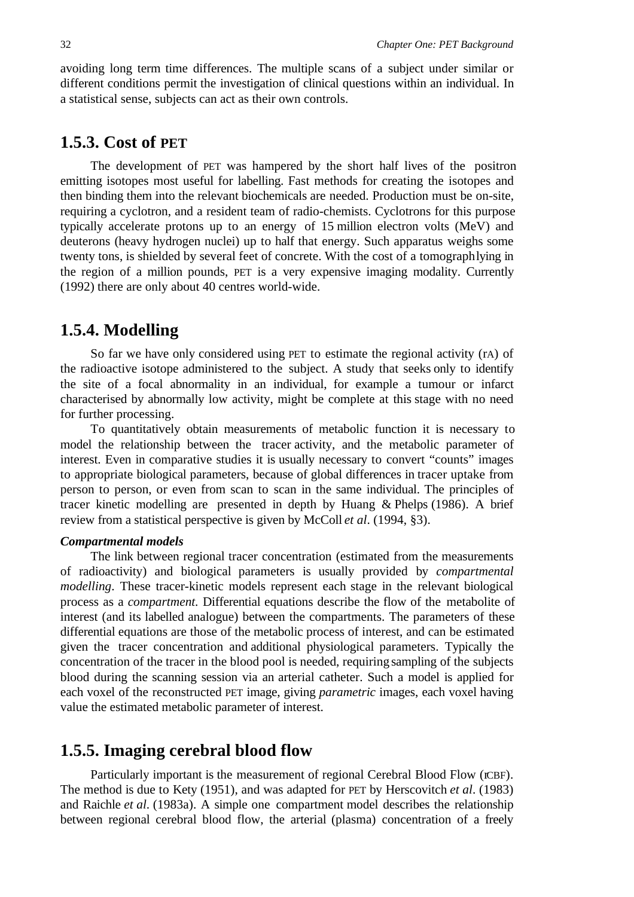avoiding long term time differences. The multiple scans of a subject under similar or different conditions permit the investigation of clinical questions within an individual. In a statistical sense, subjects can act as their own controls.

## 1.5.3. Cost of PET

The development of PET was hampered by the short half lives of the positron emitting isotopes most useful for labelling. Fast methods for creating the isotopes and then binding them into the relevant biochemicals are needed. Production must be on-site, requiring a cyclotron, and a resident team of radio-chemists. Cyclotrons for this purpose typically accelerate protons up to an energy of 15 million electron volts (MeV) and deuterons (heavy hydrogen nuclei) up to half that energy. Such apparatus weighs some twenty tons, is shielded by several feet of concrete. With the cost of a tomograph lying in the region of a million pounds, PET is a very expensive imaging modality. Currently (1992) there are only about 40 centres world-wide.

## 1.5.4. Modelling

So far we have only considered using PET to estimate the regional activity (rA) of the radioactive isotope administered to the subject. A study that seeks only to identify the site of a focal abnormality in an individual, for example a tumour or infarct characterised by abnormally low activity, might be complete at this stage with no need for further processing.

To quantitatively obtain measurements of metabolic function it is necessary to model the relationship between the tracer activity, and the metabolic parameter of interest. Even in comparative studies it is usually necessary to convert "counts" images to appropriate biological parameters, because of global differences in tracer uptake from person to person, or even from scan to scan in the same individual. The principles of tracer kinetic modelling are presented in depth by Huang & Phelps (1986). A brief review from a statistical perspective is given by McColl *et al*. (1994, §3).

***Compartmental models***

The link between regional tracer concentration (estimated from the measurements of radioactivity) and biological parameters is usually provided by *compartmental modelling*. These tracer-kinetic models represent each stage in the relevant biological process as a *compartment*. Differential equations describe the flow of the metabolite of interest (and its labelled analogue) between the compartments. The parameters of these differential equations are those of the metabolic process of interest, and can be estimated given the tracer concentration and additional physiological parameters. Typically the concentration of the tracer in the blood pool is needed, requiring sampling of the subjects blood during the scanning session via an arterial catheter. Such a model is applied for each voxel of the reconstructed PET image, giving *parametric* images, each voxel having value the estimated metabolic parameter of interest.

## 1.5.5. Imaging cerebral blood flow

Particularly important is the measurement of regional Cerebral Blood Flow (rCBF). The method is due to Kety (1951), and was adapted for PET by Herscovitch *et al*. (1983) and Raichle *et al*. (1983a). A simple one compartment model describes the relationship between regional cerebral blood flow, the arterial (plasma) concentration of a freely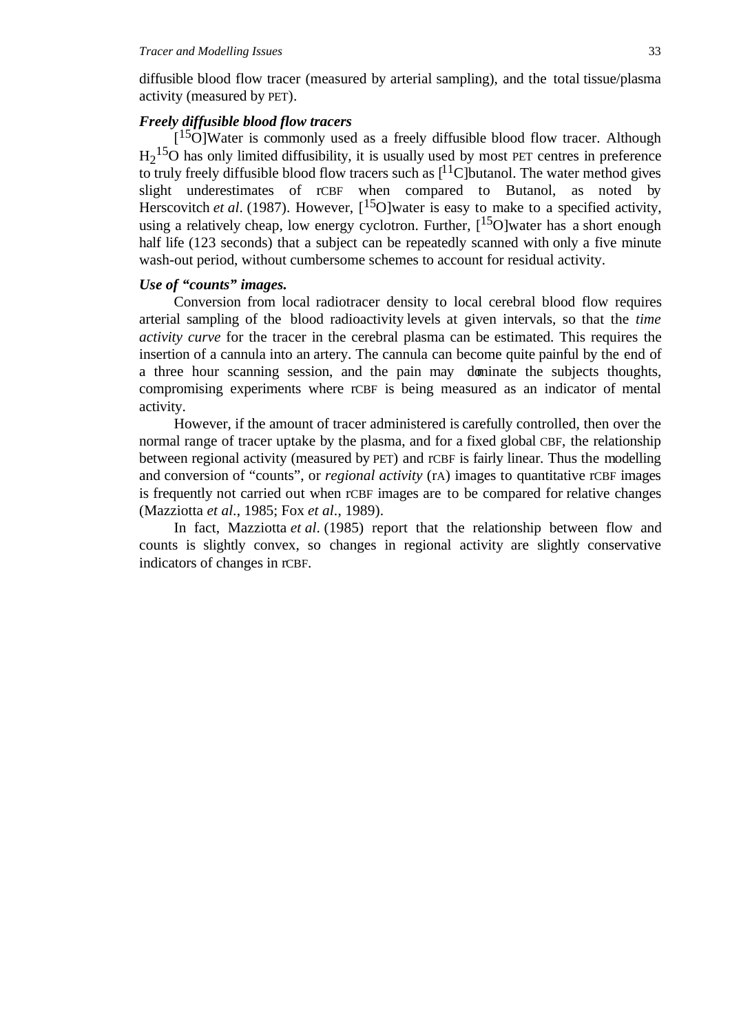diffusible blood flow tracer (measured by arterial sampling), and the total tissue/plasma activity (measured by PET).

***Freely diffusible blood flow tracers***

[$^{15}$O]Water is commonly used as a freely diffusible blood flow tracer. Although $H_2{}^{15}O$ has only limited diffusibility, it is usually used by most PET centres in preference to truly freely diffusible blood flow tracers such as [$^{11}$C]butanol. The water method gives slight underestimates of rCBF when compared to Butanol, as noted by Herscovitch *et al*. (1987). However, [$^{15}$O]water is easy to make to a specified activity, using a relatively cheap, low energy cyclotron. Further, [$^{15}$O]water has a short enough half life (123 seconds) that a subject can be repeatedly scanned with only a five minute wash-out period, without cumbersome schemes to account for residual activity.

***Use of "counts" images.***

Conversion from local radiotracer density to local cerebral blood flow requires arterial sampling of the blood radioactivity levels at given intervals, so that the *time activity curve* for the tracer in the cerebral plasma can be estimated. This requires the insertion of a cannula into an artery. The cannula can become quite painful by the end of a three hour scanning session, and the pain may dominate the subjects thoughts, compromising experiments where rCBF is being measured as an indicator of mental activity.

However, if the amount of tracer administered is carefully controlled, then over the normal range of tracer uptake by the plasma, and for a fixed global CBF, the relationship between regional activity (measured by PET) and rCBF is fairly linear. Thus the modelling and conversion of "counts", or *regional activity* (rA) images to quantitative rCBF images is frequently not carried out when rCBF images are to be compared for relative changes (Mazziotta *et al*., 1985; Fox *et al*., 1989).

In fact, Mazziotta *et al*. (1985) report that the relationship between flow and counts is slightly convex, so changes in regional activity are slightly conservative indicators of changes in rCBF.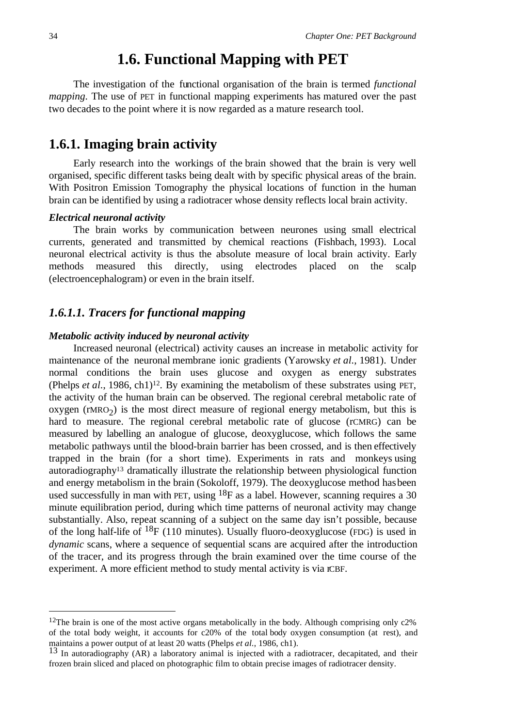# 1.6. Functional Mapping with PET

The investigation of the functional organisation of the brain is termed *functional mapping*. The use of PET in functional mapping experiments has matured over the past two decades to the point where it is now regarded as a mature research tool.

## 1.6.1. Imaging brain activity

Early research into the workings of the brain showed that the brain is very well organised, specific different tasks being dealt with by specific physical areas of the brain. With Positron Emission Tomography the physical locations of function in the human brain can be identified by using a radiotracer whose density reflects local brain activity.

***Electrical neuronal activity***

The brain works by communication between neurones using small electrical currents, generated and transmitted by chemical reactions (Fishbach, 1993). Local neuronal electrical activity is thus the absolute measure of local brain activity. Early methods measured this directly, using electrodes placed on the scalp (electroencephalogram) or even in the brain itself.

### *1.6.1.1. Tracers for functional mapping*

***Metabolic activity induced by neuronal activity***

Increased neuronal (electrical) activity causes an increase in metabolic activity for maintenance of the neuronal membrane ionic gradients (Yarowsky *et al.*, 1981). Under normal conditions the brain uses glucose and oxygen as energy substrates (Phelps *et al.*, 1986, ch1)[12]. By examining the metabolism of these substrates using PET, the activity of the human brain can be observed. The regional cerebral metabolic rate of oxygen ($rMRO_2$) is the most direct measure of regional energy metabolism, but this is hard to measure. The regional cerebral metabolic rate of glucose (rCMRG) can be measured by labelling an analogue of glucose, deoxyglucose, which follows the same metabolic pathways until the blood-brain barrier has been crossed, and is then effectively trapped in the brain (for a short time). Experiments in rats and monkeys using autoradiography[13] dramatically illustrate the relationship between physiological function and energy metabolism in the brain (Sokoloff, 1979). The deoxyglucose method has been used successfully in man with PET, using $^{18}F$ as a label. However, scanning requires a 30 minute equilibration period, during which time patterns of neuronal activity may change substantially. Also, repeat scanning of a subject on the same day isn't possible, because of the long half-life of $^{18}F$ (110 minutes). Usually fluoro-deoxyglucose (FDG) is used in *dynamic* scans, where a sequence of sequential scans are acquired after the introduction of the tracer, and its progress through the brain examined over the time course of the experiment. A more efficient method to study mental activity is via rCBF.

---

[12] The brain is one of the most active organs metabolically in the body. Although comprising only c2% of the total body weight, it accounts for c20% of the total body oxygen consumption (at rest), and maintains a power output of at least 20 watts (Phelps *et al.*, 1986, ch1).

[13] In autoradiography (AR) a laboratory animal is injected with a radiotracer, decapitated, and their frozen brain sliced and placed on photographic film to obtain precise images of radiotracer density.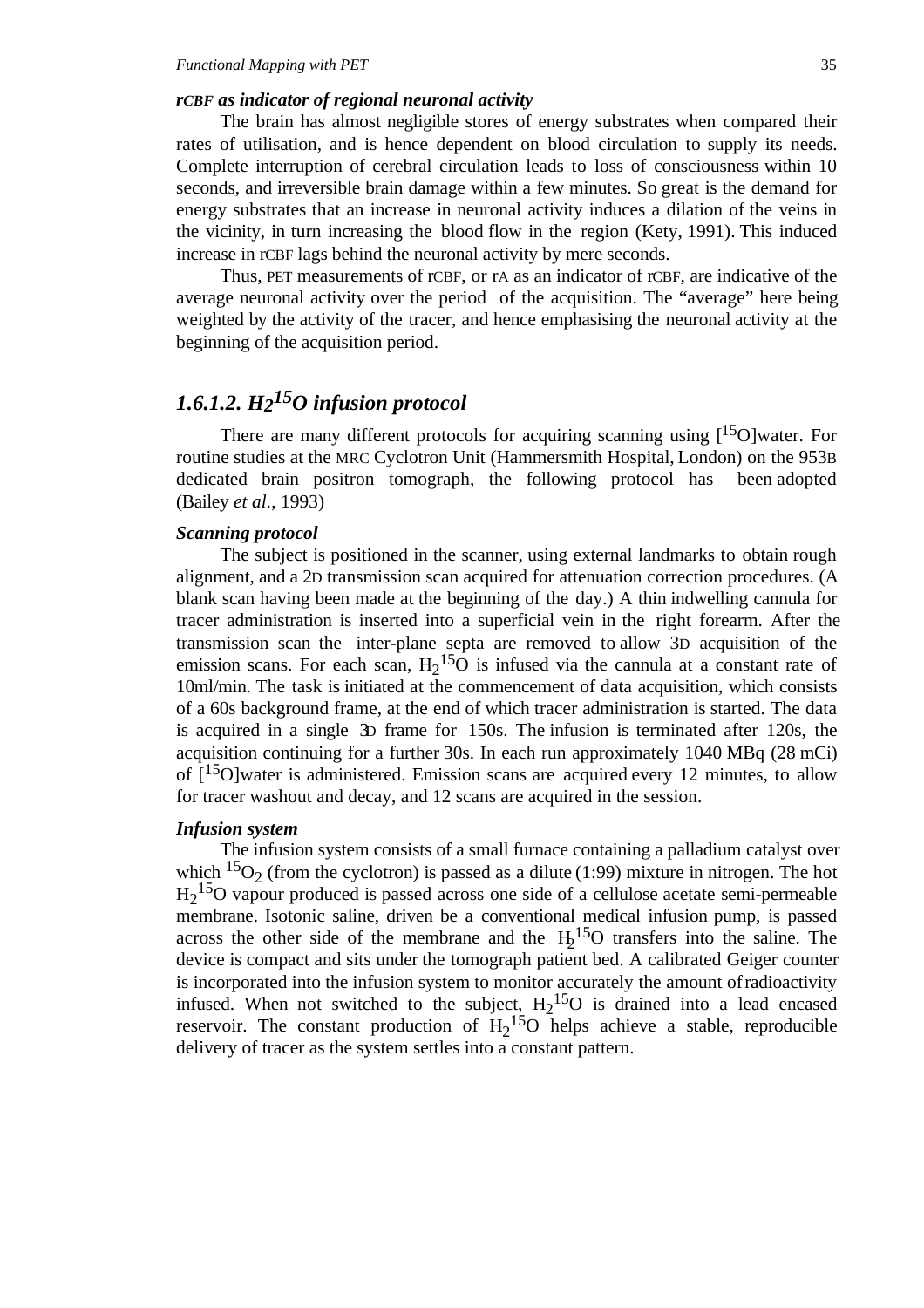***rCBF* as indicator of regional neuronal activity**

The brain has almost negligible stores of energy substrates when compared their rates of utilisation, and is hence dependent on blood circulation to supply its needs. Complete interruption of cerebral circulation leads to loss of consciousness within 10 seconds, and irreversible brain damage within a few minutes. So great is the demand for energy substrates that an increase in neuronal activity induces a dilation of the veins in the vicinity, in turn increasing the blood flow in the region (Kety, 1991). This induced increase in rCBF lags behind the neuronal activity by mere seconds.

Thus, PET measurements of rCBF, or rA as an indicator of rCBF, are indicative of the average neuronal activity over the period of the acquisition. The "average" here being weighted by the activity of the tracer, and hence emphasising the neuronal activity at the beginning of the acquisition period.

## 1.6.1.2. $H_2{}^{15}O$ infusion protocol

There are many different protocols for acquiring scanning using [$^{15}O$]water. For routine studies at the MRC Cyclotron Unit (Hammersmith Hospital, London) on the 953B dedicated brain positron tomograph, the following protocol has been adopted (Bailey *et al.*, 1993)

***Scanning protocol***

The subject is positioned in the scanner, using external landmarks to obtain rough alignment, and a 2D transmission scan acquired for attenuation correction procedures. (A blank scan having been made at the beginning of the day.) A thin indwelling cannula for tracer administration is inserted into a superficial vein in the right forearm. After the transmission scan the inter-plane septa are removed to allow 3D acquisition of the emission scans. For each scan, $H_2{}^{15}O$ is infused via the cannula at a constant rate of 10ml/min. The task is initiated at the commencement of data acquisition, which consists of a 60s background frame, at the end of which tracer administration is started. The data is acquired in a single 3D frame for 150s. The infusion is terminated after 120s, the acquisition continuing for a further 30s. In each run approximately 1040 MBq (28 mCi) of [$^{15}O$]water is administered. Emission scans are acquired every 12 minutes, to allow for tracer washout and decay, and 12 scans are acquired in the session.

***Infusion system***

The infusion system consists of a small furnace containing a palladium catalyst over which $^{15}O_2$ (from the cyclotron) is passed as a dilute (1:99) mixture in nitrogen. The hot $H_2{}^{15}O$ vapour produced is passed across one side of a cellulose acetate semi-permeable membrane. Isotonic saline, driven be a conventional medical infusion pump, is passed across the other side of the membrane and the $H_2{}^{15}O$ transfers into the saline. The device is compact and sits under the tomograph patient bed. A calibrated Geiger counter is incorporated into the infusion system to monitor accurately the amount of radioactivity infused. When not switched to the subject, $H_2{}^{15}O$ is drained into a lead encased reservoir. The constant production of $H_2{}^{15}O$ helps achieve a stable, reproducible delivery of tracer as the system settles into a constant pattern.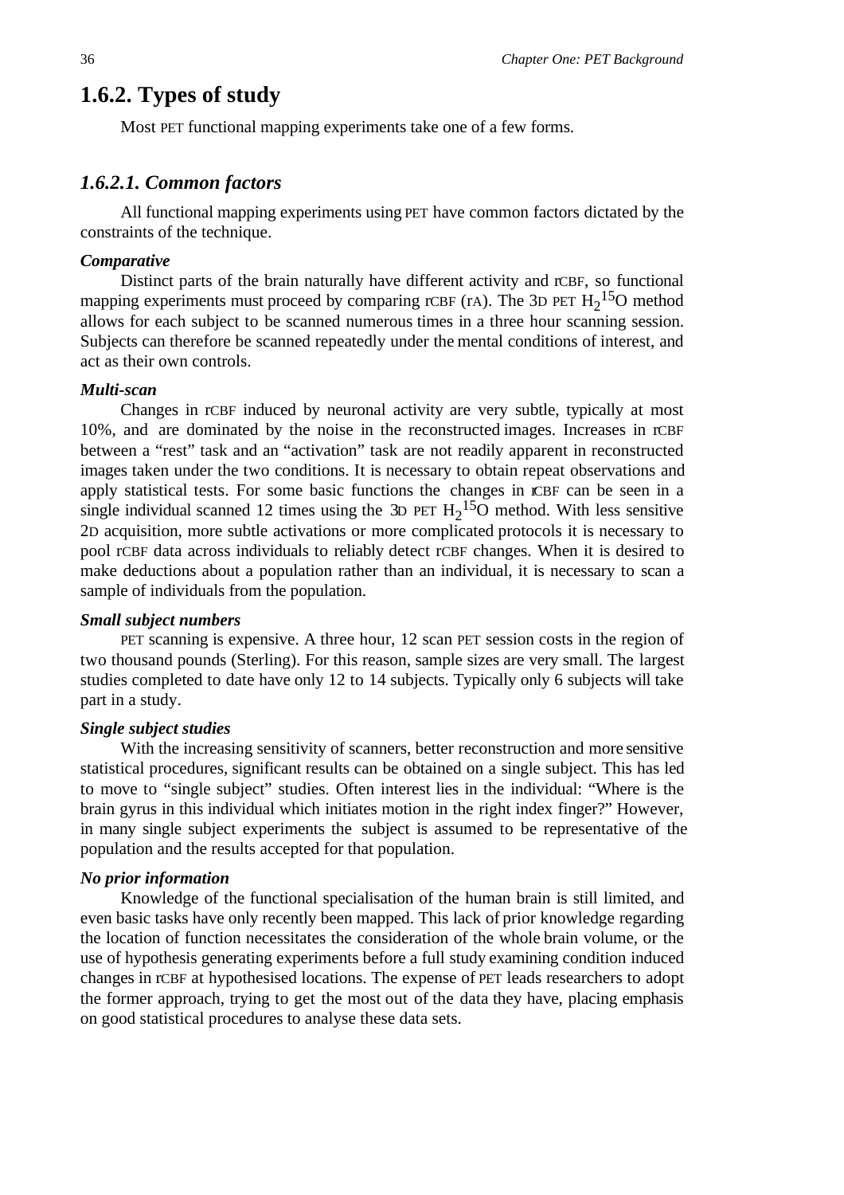## 1.6.2. Types of study

Most PET functional mapping experiments take one of a few forms.

### *1.6.2.1. Common factors*

All functional mapping experiments using PET have common factors dictated by the constraints of the technique.

***Comparative***

Distinct parts of the brain naturally have different activity and rCBF, so functional mapping experiments must proceed by comparing rCBF (rA). The 3D PET $H_2{}^{15}O$ method allows for each subject to be scanned numerous times in a three hour scanning session. Subjects can therefore be scanned repeatedly under the mental conditions of interest, and act as their own controls.

***Multi-scan***

Changes in rCBF induced by neuronal activity are very subtle, typically at most 10%, and are dominated by the noise in the reconstructed images. Increases in rCBF between a "rest" task and an "activation" task are not readily apparent in reconstructed images taken under the two conditions. It is necessary to obtain repeat observations and apply statistical tests. For some basic functions the changes in rCBF can be seen in a single individual scanned 12 times using the 3D PET $H_2{}^{15}O$ method. With less sensitive 2D acquisition, more subtle activations or more complicated protocols it is necessary to pool rCBF data across individuals to reliably detect rCBF changes. When it is desired to make deductions about a population rather than an individual, it is necessary to scan a sample of individuals from the population.

***Small subject numbers***

PET scanning is expensive. A three hour, 12 scan PET session costs in the region of two thousand pounds (Sterling). For this reason, sample sizes are very small. The largest studies completed to date have only 12 to 14 subjects. Typically only 6 subjects will take part in a study.

***Single subject studies***

With the increasing sensitivity of scanners, better reconstruction and more sensitive statistical procedures, significant results can be obtained on a single subject. This has led to move to "single subject" studies. Often interest lies in the individual: "Where is the brain gyrus in this individual which initiates motion in the right index finger?" However, in many single subject experiments the subject is assumed to be representative of the population and the results accepted for that population.

***No prior information***

Knowledge of the functional specialisation of the human brain is still limited, and even basic tasks have only recently been mapped. This lack of prior knowledge regarding the location of function necessitates the consideration of the whole brain volume, or the use of hypothesis generating experiments before a full study examining condition induced changes in rCBF at hypothesised locations. The expense of PET leads researchers to adopt the former approach, trying to get the most out of the data they have, placing emphasis on good statistical procedures to analyse these data sets.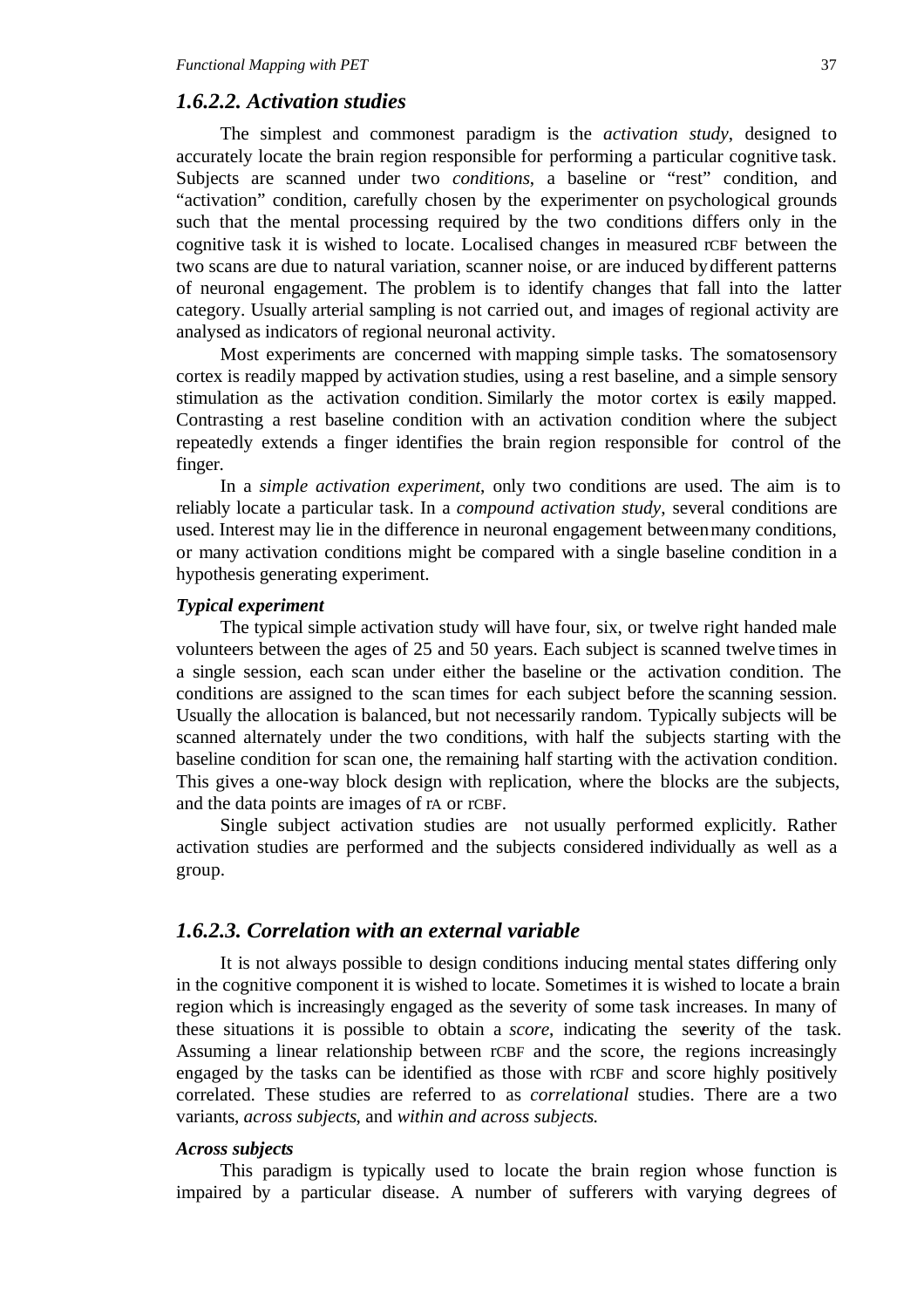### *1.6.2.2. Activation studies*

The simplest and commonest paradigm is the *activation study*, designed to accurately locate the brain region responsible for performing a particular cognitive task. Subjects are scanned under two *conditions*, a baseline or "rest" condition, and "activation" condition, carefully chosen by the experimenter on psychological grounds such that the mental processing required by the two conditions differs only in the cognitive task it is wished to locate. Localised changes in measured rCBF between the two scans are due to natural variation, scanner noise, or are induced by different patterns of neuronal engagement. The problem is to identify changes that fall into the latter category. Usually arterial sampling is not carried out, and images of regional activity are analysed as indicators of regional neuronal activity.

Most experiments are concerned with mapping simple tasks. The somatosensory cortex is readily mapped by activation studies, using a rest baseline, and a simple sensory stimulation as the activation condition. Similarly the motor cortex is easily mapped. Contrasting a rest baseline condition with an activation condition where the subject repeatedly extends a finger identifies the brain region responsible for control of the finger.

In a *simple activation experiment*, only two conditions are used. The aim is to reliably locate a particular task. In a *compound activation study*, several conditions are used. Interest may lie in the difference in neuronal engagement between many conditions, or many activation conditions might be compared with a single baseline condition in a hypothesis generating experiment.

#### *Typical experiment*

The typical simple activation study will have four, six, or twelve right handed male volunteers between the ages of 25 and 50 years. Each subject is scanned twelve times in a single session, each scan under either the baseline or the activation condition. The conditions are assigned to the scan times for each subject before the scanning session. Usually the allocation is balanced, but not necessarily random. Typically subjects will be scanned alternately under the two conditions, with half the subjects starting with the baseline condition for scan one, the remaining half starting with the activation condition. This gives a one-way block design with replication, where the blocks are the subjects, and the data points are images of rA or rCBF.

Single subject activation studies are not usually performed explicitly. Rather activation studies are performed and the subjects considered individually as well as a group.

### *1.6.2.3. Correlation with an external variable*

It is not always possible to design conditions inducing mental states differing only in the cognitive component it is wished to locate. Sometimes it is wished to locate a brain region which is increasingly engaged as the severity of some task increases. In many of these situations it is possible to obtain a *score*, indicating the severity of the task. Assuming a linear relationship between rCBF and the score, the regions increasingly engaged by the tasks can be identified as those with rCBF and score highly positively correlated. These studies are referred to as *correlational* studies. There are a two variants, *across subjects*, and *within and across subjects.*

#### *Across subjects*

This paradigm is typically used to locate the brain region whose function is impaired by a particular disease. A number of sufferers with varying degrees of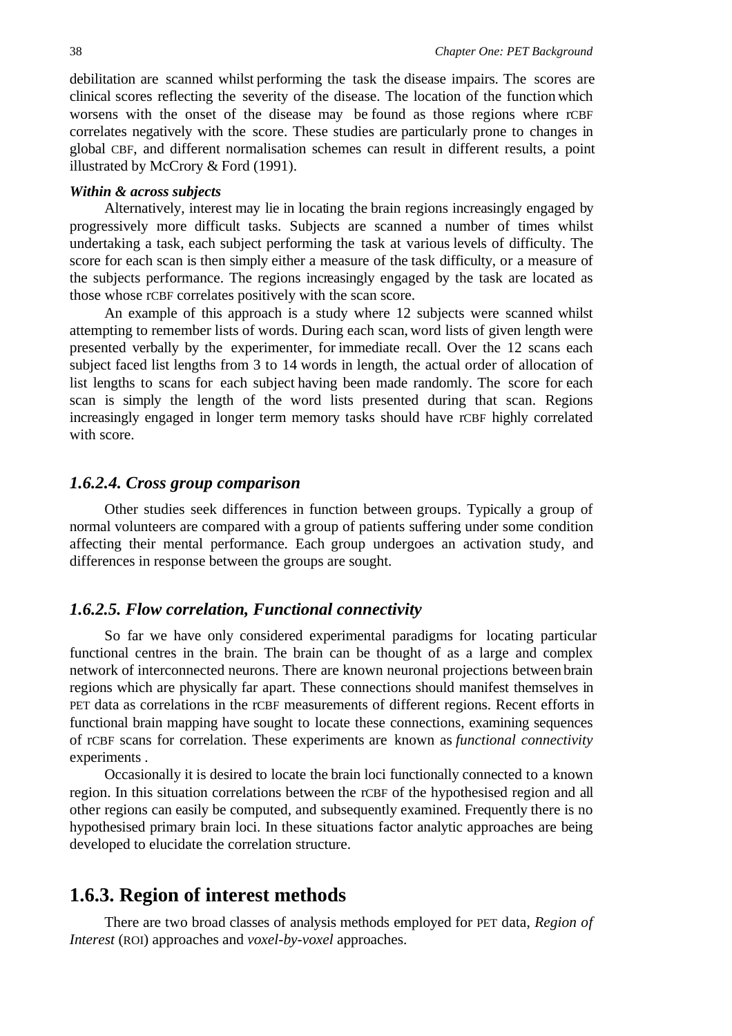debilitation are scanned whilst performing the task the disease impairs. The scores are clinical scores reflecting the severity of the disease. The location of the function which worsens with the onset of the disease may be found as those regions where rCBF correlates negatively with the score. These studies are particularly prone to changes in global CBF, and different normalisation schemes can result in different results, a point illustrated by McCrory & Ford (1991).

***Within & across subjects***

Alternatively, interest may lie in locating the brain regions increasingly engaged by progressively more difficult tasks. Subjects are scanned a number of times whilst undertaking a task, each subject performing the task at various levels of difficulty. The score for each scan is then simply either a measure of the task difficulty, or a measure of the subjects performance. The regions increasingly engaged by the task are located as those whose rCBF correlates positively with the scan score.

An example of this approach is a study where 12 subjects were scanned whilst attempting to remember lists of words. During each scan, word lists of given length were presented verbally by the experimenter, for immediate recall. Over the 12 scans each subject faced list lengths from 3 to 14 words in length, the actual order of allocation of list lengths to scans for each subject having been made randomly. The score for each scan is simply the length of the word lists presented during that scan. Regions increasingly engaged in longer term memory tasks should have rCBF highly correlated with score.

### *1.6.2.4. Cross group comparison*

Other studies seek differences in function between groups. Typically a group of normal volunteers are compared with a group of patients suffering under some condition affecting their mental performance. Each group undergoes an activation study, and differences in response between the groups are sought.

### *1.6.2.5. Flow correlation, Functional connectivity*

So far we have only considered experimental paradigms for locating particular functional centres in the brain. The brain can be thought of as a large and complex network of interconnected neurons. There are known neuronal projections between brain regions which are physically far apart. These connections should manifest themselves in PET data as correlations in the rCBF measurements of different regions. Recent efforts in functional brain mapping have sought to locate these connections, examining sequences of rCBF scans for correlation. These experiments are known as *functional connectivity* experiments .

Occasionally it is desired to locate the brain loci functionally connected to a known region. In this situation correlations between the rCBF of the hypothesised region and all other regions can easily be computed, and subsequently examined. Frequently there is no hypothesised primary brain loci. In these situations factor analytic approaches are being developed to elucidate the correlation structure.

## 1.6.3. Region of interest methods

There are two broad classes of analysis methods employed for PET data, *Region of Interest* (ROI) approaches and *voxel-by-voxel* approaches.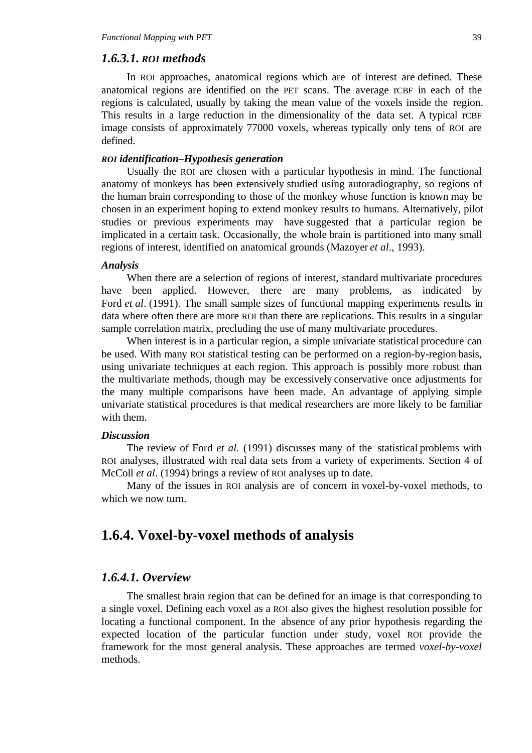### *1.6.3.1. ROI methods*

In ROI approaches, anatomical regions which are of interest are defined. These anatomical regions are identified on the PET scans. The average rCBF in each of the regions is calculated, usually by taking the mean value of the voxels inside the region. This results in a large reduction in the dimensionality of the data set. A typical rCBF image consists of approximately 77000 voxels, whereas typically only tens of ROI are defined.

#### *ROI identification–Hypothesis generation*

Usually the ROI are chosen with a particular hypothesis in mind. The functional anatomy of monkeys has been extensively studied using autoradiography, so regions of the human brain corresponding to those of the monkey whose function is known may be chosen in an experiment hoping to extend monkey results to humans. Alternatively, pilot studies or previous experiments may have suggested that a particular region be implicated in a certain task. Occasionally, the whole brain is partitioned into many small regions of interest, identified on anatomical grounds (Mazoyer *et al.*, 1993).

#### *Analysis*

When there are a selection of regions of interest, standard multivariate procedures have been applied. However, there are many problems, as indicated by Ford *et al*. (1991). The small sample sizes of functional mapping experiments results in data where often there are more ROI than there are replications. This results in a singular sample correlation matrix, precluding the use of many multivariate procedures.

When interest is in a particular region, a simple univariate statistical procedure can be used. With many ROI statistical testing can be performed on a region-by-region basis, using univariate techniques at each region. This approach is possibly more robust than the multivariate methods, though may be excessively conservative once adjustments for the many multiple comparisons have been made. An advantage of applying simple univariate statistical procedures is that medical researchers are more likely to be familiar with them.

#### *Discussion*

The review of Ford *et al.* (1991) discusses many of the statistical problems with ROI analyses, illustrated with real data sets from a variety of experiments. Section 4 of McColl *et al*. (1994) brings a review of ROI analyses up to date.

Many of the issues in ROI analysis are of concern in voxel-by-voxel methods, to which we now turn.

## 1.6.4. Voxel-by-voxel methods of analysis

### *1.6.4.1. Overview*

The smallest brain region that can be defined for an image is that corresponding to a single voxel. Defining each voxel as a ROI also gives the highest resolution possible for locating a functional component. In the absence of any prior hypothesis regarding the expected location of the particular function under study, voxel ROI provide the framework for the most general analysis. These approaches are termed *voxel-by-voxel* methods.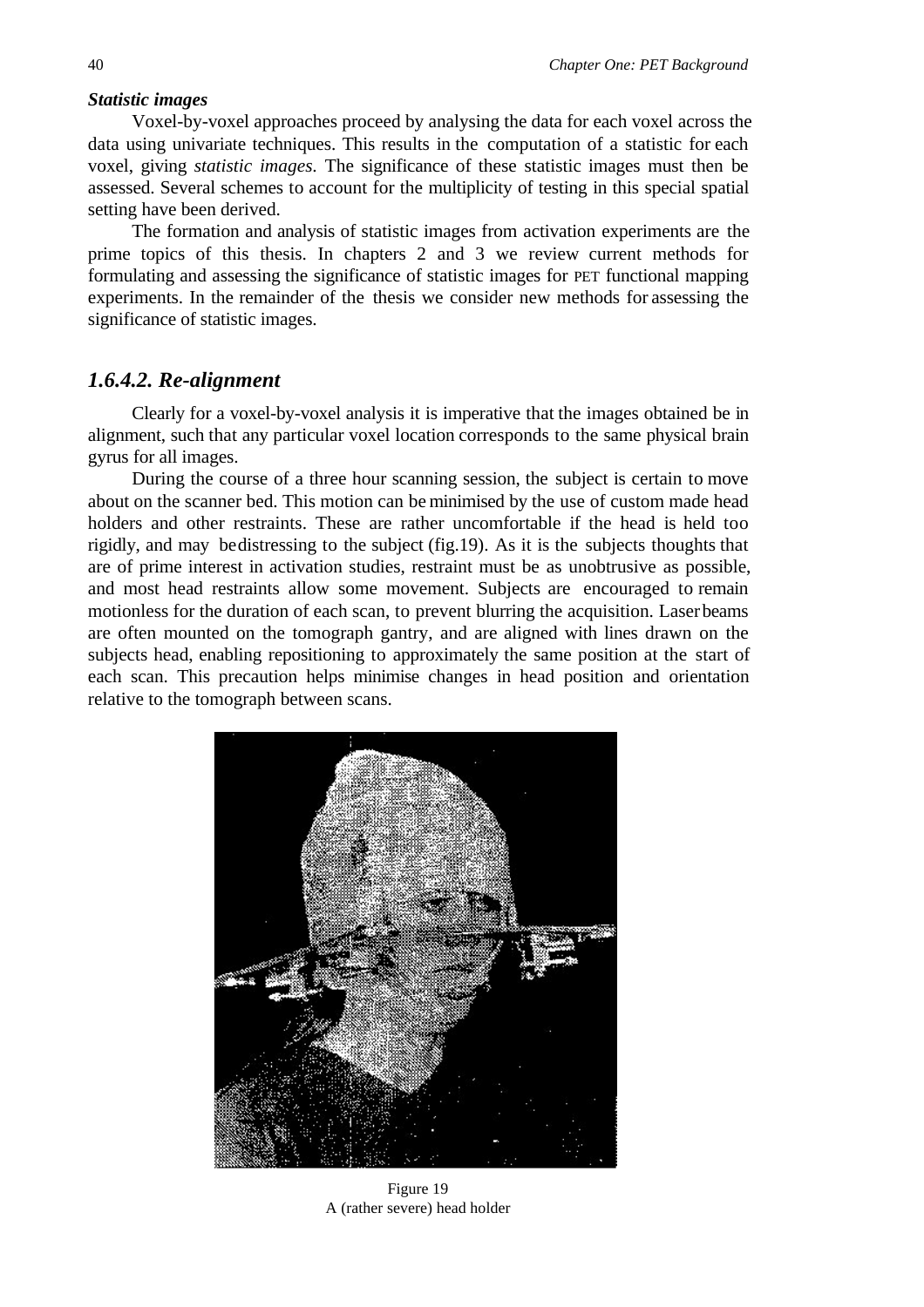***Statistic images***

Voxel-by-voxel approaches proceed by analysing the data for each voxel across the data using univariate techniques. This results in the computation of a statistic for each voxel, giving *statistic images*. The significance of these statistic images must then be assessed. Several schemes to account for the multiplicity of testing in this special spatial setting have been derived.

The formation and analysis of statistic images from activation experiments are the prime topics of this thesis. In chapters 2 and 3 we review current methods for formulating and assessing the significance of statistic images for PET functional mapping experiments. In the remainder of the thesis we consider new methods for assessing the significance of statistic images.

## *1.6.4.2. Re-alignment*

Clearly for a voxel-by-voxel analysis it is imperative that the images obtained be in alignment, such that any particular voxel location corresponds to the same physical brain gyrus for all images.

During the course of a three hour scanning session, the subject is certain to move about on the scanner bed. This motion can be minimised by the use of custom made head holders and other restraints. These are rather uncomfortable if the head is held too rigidly, and may be distressing to the subject (fig.19). As it is the subjects thoughts that are of prime interest in activation studies, restraint must be as unobtrusive as possible, and most head restraints allow some movement. Subjects are encouraged to remain motionless for the duration of each scan, to prevent blurring the acquisition. Laser beams are often mounted on the tomograph gantry, and are aligned with lines drawn on the subjects head, enabling repositioning to approximately the same position at the start of each scan. This precaution helps minimise changes in head position and orientation relative to the tomograph between scans.

Figure 19
A (rather severe) head holder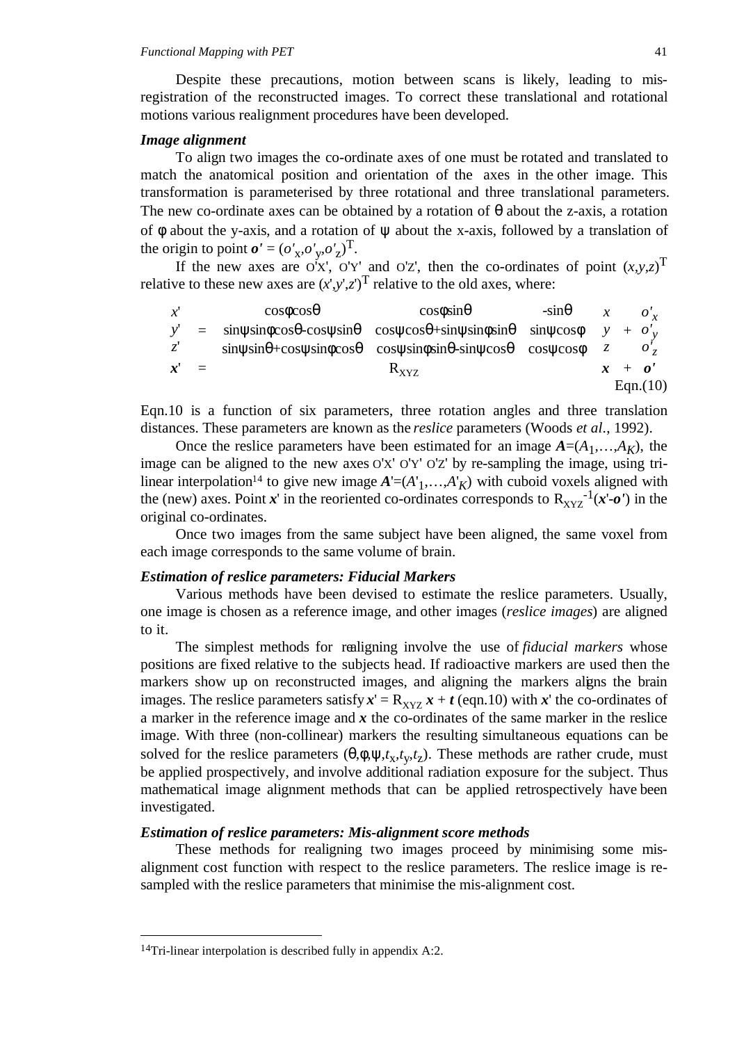Despite these precautions, motion between scans is likely, leading to mis-registration of the reconstructed images. To correct these translational and rotational motions various realignment procedures have been developed.

***Image alignment***

To align two images the co-ordinate axes of one must be rotated and translated to match the anatomical position and orientation of the axes in the other image. This transformation is parameterised by three rotational and three translational parameters. The new co-ordinate axes can be obtained by a rotation of θ about the z-axis, a rotation of φ about the y-axis, and a rotation of ψ about the x-axis, followed by a translation of the origin to point $\boldsymbol{o}' = (o'_x, o'_y, o'_z)^T$.

If the new axes are O'X', O'Y' and O'Z', then the co-ordinates of point $(x,y,z)^T$ relative to these new axes are $(x',y',z')^T$ relative to the old axes, where:

$$\begin{pmatrix} x' \\ y' \\ z' \end{pmatrix} = \begin{pmatrix} \cos\phi\cos\theta & \cos\phi\sin\theta & -\sin\theta \\ \sin\psi\sin\phi\cos\theta - \cos\psi\sin\theta & \cos\psi\cos\theta + \sin\psi\sin\phi\sin\theta & \sin\psi\cos\phi \\ \sin\psi\sin\theta + \cos\psi\sin\phi\cos\theta & \cos\psi\sin\phi\sin\theta - \sin\psi\cos\theta & \cos\psi\cos\phi \end{pmatrix} \begin{pmatrix} x \\ y \\ z \end{pmatrix} + \begin{pmatrix} o'_x \\ o'_y \\ o'_z \end{pmatrix}$$

$$\boldsymbol{x}' = R_{XYZ} \, \boldsymbol{x} + \boldsymbol{o}' \qquad \text{Eqn.(10)}$$

Eqn.10 is a function of six parameters, three rotation angles and three translation distances. These parameters are known as the *reslice* parameters (Woods *et al*., 1992).

Once the reslice parameters have been estimated for an image $\boldsymbol{A}=(A_1,\ldots,A_K)$, the image can be aligned to the new axes O'X' O'Y' O'Z' by re-sampling the image, using tri-linear interpolation[14] to give new image $\boldsymbol{A}'=(A'_1,\ldots,A'_K)$ with cuboid voxels aligned with the (new) axes. Point $\boldsymbol{x}'$ in the reoriented co-ordinates corresponds to $R_{XYZ}^{-1}(\boldsymbol{x}'-\boldsymbol{o}')$ in the original co-ordinates.

Once two images from the same subject have been aligned, the same voxel from each image corresponds to the same volume of brain.

***Estimation of reslice parameters: Fiducial Markers***

Various methods have been devised to estimate the reslice parameters. Usually, one image is chosen as a reference image, and other images (*reslice images*) are aligned to it.

The simplest methods for realigning involve the use of *fiducial markers* whose positions are fixed relative to the subjects head. If radioactive markers are used then the markers show up on reconstructed images, and aligning the markers aligns the brain images. The reslice parameters satisfy $\boldsymbol{x}' = R_{XYZ}\, \boldsymbol{x} + \boldsymbol{t}$ (eqn.10) with $\boldsymbol{x}'$ the co-ordinates of a marker in the reference image and $\boldsymbol{x}$ the co-ordinates of the same marker in the reslice image. With three (non-collinear) markers the resulting simultaneous equations can be solved for the reslice parameters $(\theta,\phi,\psi,t_x,t_y,t_z)$. These methods are rather crude, must be applied prospectively, and involve additional radiation exposure for the subject. Thus mathematical image alignment methods that can be applied retrospectively have been investigated.

***Estimation of reslice parameters: Mis-alignment score methods***

These methods for realigning two images proceed by minimising some mis-alignment cost function with respect to the reslice parameters. The reslice image is re-sampled with the reslice parameters that minimise the mis-alignment cost.

---

[14] Tri-linear interpolation is described fully in appendix A:2.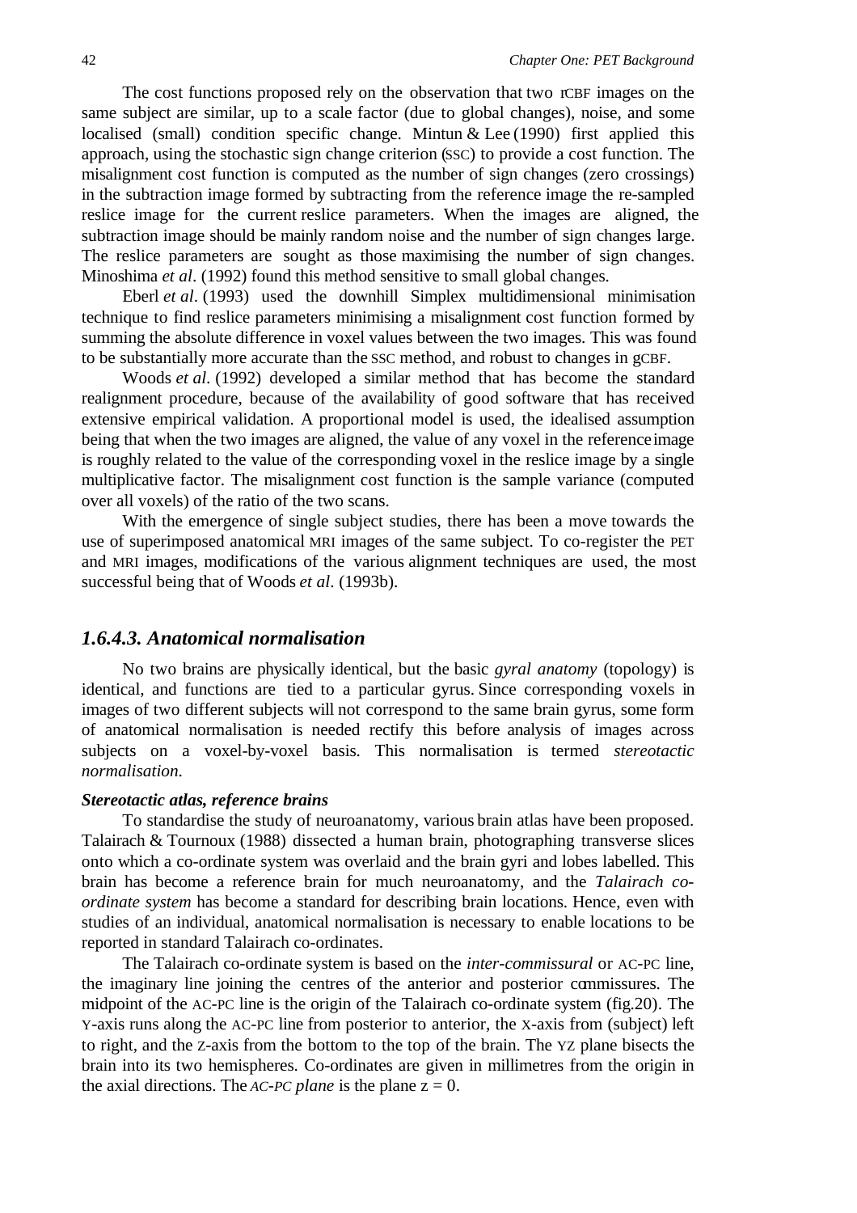The cost functions proposed rely on the observation that two rCBF images on the same subject are similar, up to a scale factor (due to global changes), noise, and some localised (small) condition specific change. Mintun & Lee (1990) first applied this approach, using the stochastic sign change criterion (SSC) to provide a cost function. The misalignment cost function is computed as the number of sign changes (zero crossings) in the subtraction image formed by subtracting from the reference image the re-sampled reslice image for the current reslice parameters. When the images are aligned, the subtraction image should be mainly random noise and the number of sign changes large. The reslice parameters are sought as those maximising the number of sign changes. Minoshima *et al*. (1992) found this method sensitive to small global changes.

Eberl *et al*. (1993) used the downhill Simplex multidimensional minimisation technique to find reslice parameters minimising a misalignment cost function formed by summing the absolute difference in voxel values between the two images. This was found to be substantially more accurate than the SSC method, and robust to changes in gCBF.

Woods *et al*. (1992) developed a similar method that has become the standard realignment procedure, because of the availability of good software that has received extensive empirical validation. A proportional model is used, the idealised assumption being that when the two images are aligned, the value of any voxel in the reference image is roughly related to the value of the corresponding voxel in the reslice image by a single multiplicative factor. The misalignment cost function is the sample variance (computed over all voxels) of the ratio of the two scans.

With the emergence of single subject studies, there has been a move towards the use of superimposed anatomical MRI images of the same subject. To co-register the PET and MRI images, modifications of the various alignment techniques are used, the most successful being that of Woods *et al*. (1993b).

### *1.6.4.3. Anatomical normalisation*

No two brains are physically identical, but the basic *gyral anatomy* (topology) is identical, and functions are tied to a particular gyrus. Since corresponding voxels in images of two different subjects will not correspond to the same brain gyrus, some form of anatomical normalisation is needed rectify this before analysis of images across subjects on a voxel-by-voxel basis. This normalisation is termed *stereotactic normalisation*.

***Stereotactic atlas, reference brains***

To standardise the study of neuroanatomy, various brain atlas have been proposed. Talairach & Tournoux (1988) dissected a human brain, photographing transverse slices onto which a co-ordinate system was overlaid and the brain gyri and lobes labelled. This brain has become a reference brain for much neuroanatomy, and the *Talairach co-ordinate system* has become a standard for describing brain locations. Hence, even with studies of an individual, anatomical normalisation is necessary to enable locations to be reported in standard Talairach co-ordinates.

The Talairach co-ordinate system is based on the *inter-commissural* or AC-PC line, the imaginary line joining the centres of the anterior and posterior commissures. The midpoint of the AC-PC line is the origin of the Talairach co-ordinate system (fig.20). The Y-axis runs along the AC-PC line from posterior to anterior, the X-axis from (subject) left to right, and the Z-axis from the bottom to the top of the brain. The YZ plane bisects the brain into its two hemispheres. Co-ordinates are given in millimetres from the origin in the axial directions. The *AC-PC plane* is the plane $z = 0$.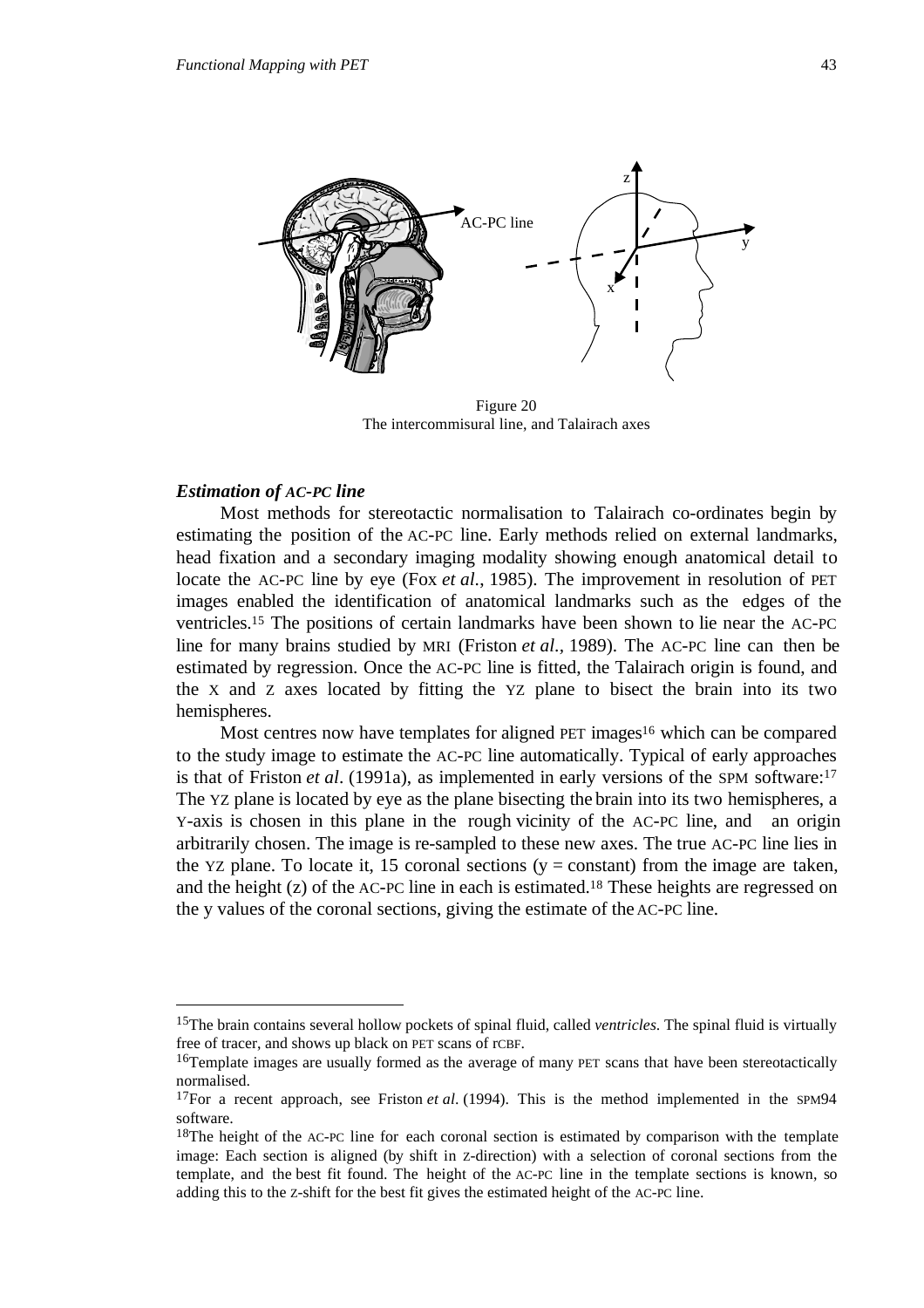Figure 20
The intercommisural line, and Talairach axes

### *Estimation of AC-PC line*

Most methods for stereotactic normalisation to Talairach co-ordinates begin by estimating the position of the AC-PC line. Early methods relied on external landmarks, head fixation and a secondary imaging modality showing enough anatomical detail to locate the AC-PC line by eye (Fox *et al.*, 1985). The improvement in resolution of PET images enabled the identification of anatomical landmarks such as the edges of the ventricles.[15] The positions of certain landmarks have been shown to lie near the AC-PC line for many brains studied by MRI (Friston *et al.*, 1989). The AC-PC line can then be estimated by regression. Once the AC-PC line is fitted, the Talairach origin is found, and the X and Z axes located by fitting the YZ plane to bisect the brain into its two hemispheres.

Most centres now have templates for aligned PET images[16] which can be compared to the study image to estimate the AC-PC line automatically. Typical of early approaches is that of Friston *et al*. (1991a), as implemented in early versions of the SPM software:[17] The YZ plane is located by eye as the plane bisecting the brain into its two hemispheres, a Y-axis is chosen in this plane in the rough vicinity of the AC-PC line, and an origin arbitrarily chosen. The image is re-sampled to these new axes. The true AC-PC line lies in the YZ plane. To locate it, 15 coronal sections ($y$ = constant) from the image are taken, and the height ($z$) of the AC-PC line in each is estimated.[18] These heights are regressed on the $y$ values of the coronal sections, giving the estimate of the AC-PC line.

---

[15]The brain contains several hollow pockets of spinal fluid, called *ventricles*. The spinal fluid is virtually free of tracer, and shows up black on PET scans of rCBF.

[16]Template images are usually formed as the average of many PET scans that have been stereotactically normalised.

[17]For a recent approach, see Friston *et al.* (1994). This is the method implemented in the SPM94 software.

[18]The height of the AC-PC line for each coronal section is estimated by comparison with the template image: Each section is aligned (by shift in Z-direction) with a selection of coronal sections from the template, and the best fit found. The height of the AC-PC line in the template sections is known, so adding this to the Z-shift for the best fit gives the estimated height of the AC-PC line.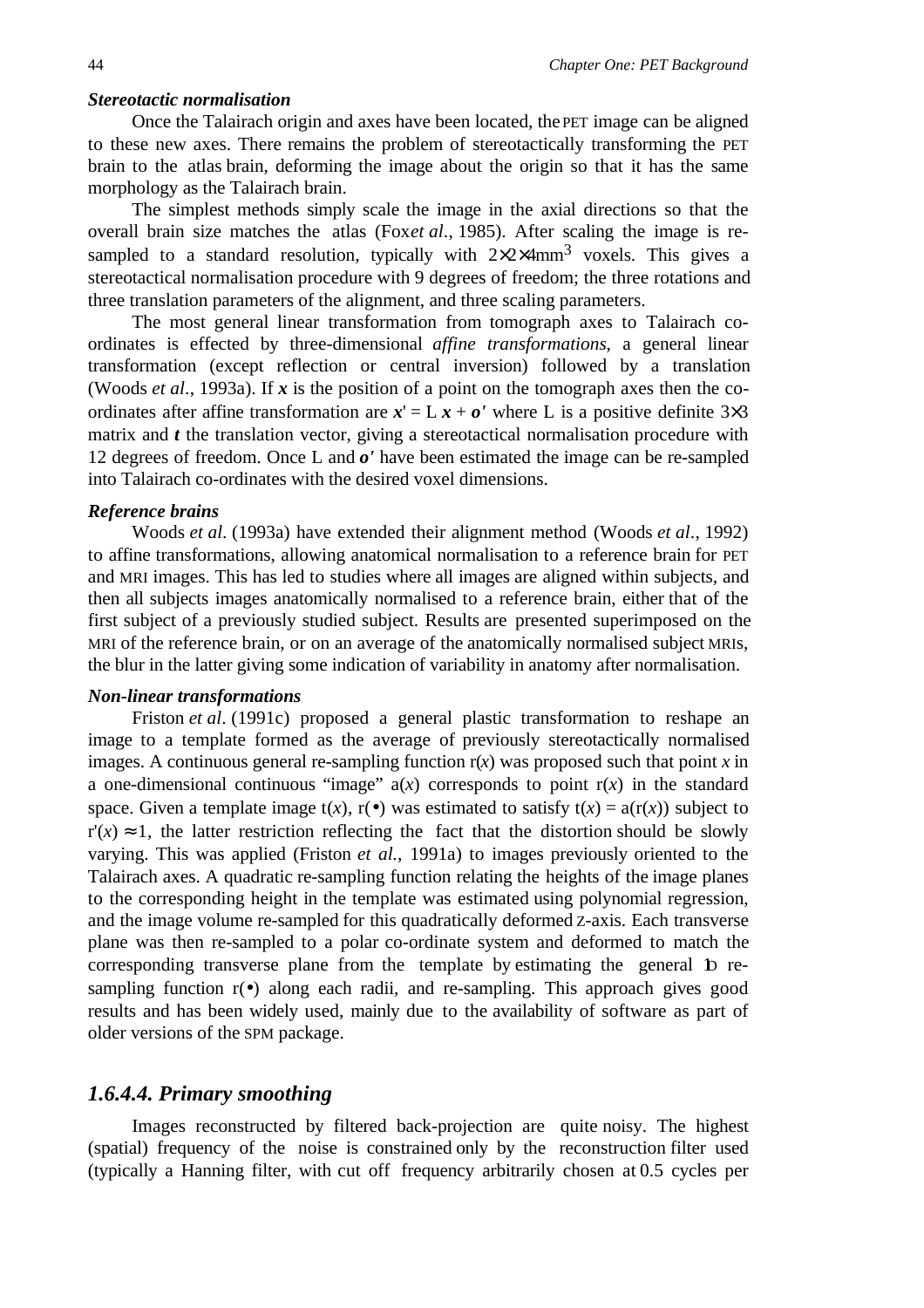***Stereotactic normalisation***

Once the Talairach origin and axes have been located, the PET image can be aligned to these new axes. There remains the problem of stereotactically transforming the PET brain to the atlas brain, deforming the image about the origin so that it has the same morphology as the Talairach brain.

The simplest methods simply scale the image in the axial directions so that the overall brain size matches the atlas (Fox *et al*., 1985). After scaling the image is re-sampled to a standard resolution, typically with $2{\times}2{\times}4\text{mm}^3$ voxels. This gives a stereotactical normalisation procedure with 9 degrees of freedom; the three rotations and three translation parameters of the alignment, and three scaling parameters.

The most general linear transformation from tomograph axes to Talairach co-ordinates is effected by three-dimensional *affine transformations*, a general linear transformation (except reflection or central inversion) followed by a translation (Woods *et al*., 1993a). If $\boldsymbol{x}$ is the position of a point on the tomograph axes then the co-ordinates after affine transformation are $\boldsymbol{x}' = \mathrm{L}\,\boldsymbol{x} + \boldsymbol{o}'$ where L is a positive definite $3{\times}3$ matrix and $\boldsymbol{t}$ the translation vector, giving a stereotactical normalisation procedure with 12 degrees of freedom. Once L and $\boldsymbol{o}'$ have been estimated the image can be re-sampled into Talairach co-ordinates with the desired voxel dimensions.

***Reference brains***

Woods *et al*. (1993a) have extended their alignment method (Woods *et al*., 1992) to affine transformations, allowing anatomical normalisation to a reference brain for PET and MRI images. This has led to studies where all images are aligned within subjects, and then all subjects images anatomically normalised to a reference brain, either that of the first subject of a previously studied subject. Results are presented superimposed on the MRI of the reference brain, or on an average of the anatomically normalised subject MRIs, the blur in the latter giving some indication of variability in anatomy after normalisation.

***Non-linear transformations***

Friston *et al*. (1991c) proposed a general plastic transformation to reshape an image to a template formed as the average of previously stereotactically normalised images. A continuous general re-sampling function $\mathrm{r}(x)$ was proposed such that point $x$ in a one-dimensional continuous "image" $\mathrm{a}(x)$ corresponds to point $\mathrm{r}(x)$ in the standard space. Given a template image $\mathrm{t}(x)$, $\mathrm{r}(\bullet)$ was estimated to satisfy $\mathrm{t}(x) = \mathrm{a}(\mathrm{r}(x))$ subject to $\mathrm{r}'(x) \approx 1$, the latter restriction reflecting the fact that the distortion should be slowly varying. This was applied (Friston *et al.*, 1991a) to images previously oriented to the Talairach axes. A quadratic re-sampling function relating the heights of the image planes to the corresponding height in the template was estimated using polynomial regression, and the image volume re-sampled for this quadratically deformed Z-axis. Each transverse plane was then re-sampled to a polar co-ordinate system and deformed to match the corresponding transverse plane from the template by estimating the general 1D re-sampling function $\mathrm{r}(\bullet)$ along each radii, and re-sampling. This approach gives good results and has been widely used, mainly due to the availability of software as part of older versions of the SPM package.

## *1.6.4.4. Primary smoothing*

Images reconstructed by filtered back-projection are quite noisy. The highest (spatial) frequency of the noise is constrained only by the reconstruction filter used (typically a Hanning filter, with cut off frequency arbitrarily chosen at 0.5 cycles per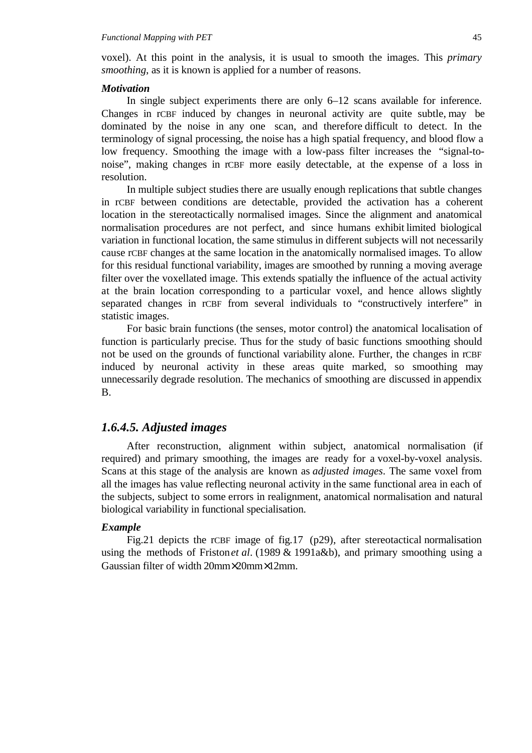voxel). At this point in the analysis, it is usual to smooth the images. This *primary smoothing*, as it is known is applied for a number of reasons.

***Motivation***

In single subject experiments there are only 6–12 scans available for inference. Changes in rCBF induced by changes in neuronal activity are quite subtle, may be dominated by the noise in any one scan, and therefore difficult to detect. In the terminology of signal processing, the noise has a high spatial frequency, and blood flow a low frequency. Smoothing the image with a low-pass filter increases the "signal-to-noise", making changes in rCBF more easily detectable, at the expense of a loss in resolution.

In multiple subject studies there are usually enough replications that subtle changes in rCBF between conditions are detectable, provided the activation has a coherent location in the stereotactically normalised images. Since the alignment and anatomical normalisation procedures are not perfect, and since humans exhibit limited biological variation in functional location, the same stimulus in different subjects will not necessarily cause rCBF changes at the same location in the anatomically normalised images. To allow for this residual functional variability, images are smoothed by running a moving average filter over the voxellated image. This extends spatially the influence of the actual activity at the brain location corresponding to a particular voxel, and hence allows slightly separated changes in rCBF from several individuals to "constructively interfere" in statistic images.

For basic brain functions (the senses, motor control) the anatomical localisation of function is particularly precise. Thus for the study of basic functions smoothing should not be used on the grounds of functional variability alone. Further, the changes in rCBF induced by neuronal activity in these areas quite marked, so smoothing may unnecessarily degrade resolution. The mechanics of smoothing are discussed in appendix B.

### 1.6.4.5. Adjusted images

After reconstruction, alignment within subject, anatomical normalisation (if required) and primary smoothing, the images are ready for a voxel-by-voxel analysis. Scans at this stage of the analysis are known as *adjusted images*. The same voxel from all the images has value reflecting neuronal activity in the same functional area in each of the subjects, subject to some errors in realignment, anatomical normalisation and natural biological variability in functional specialisation.

***Example***

Fig.21 depicts the rCBF image of fig.17 (p29), after stereotactical normalisation using the methods of Friston *et al*. (1989 & 1991a&b), and primary smoothing using a Gaussian filter of width 20mm×20mm×12mm.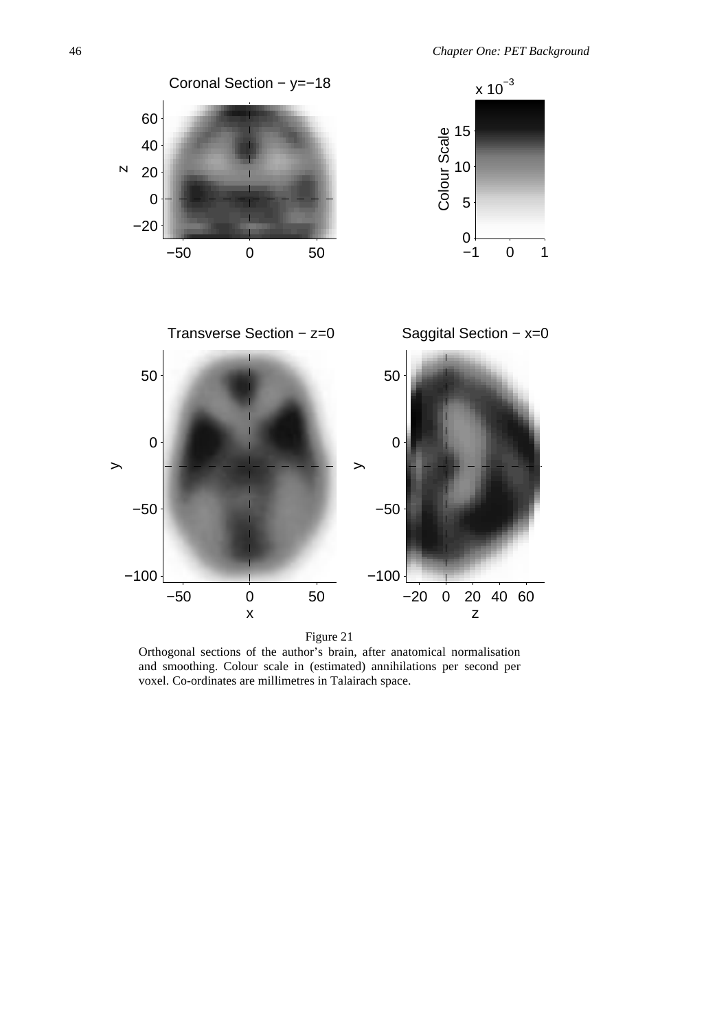Figure 21

Orthogonal sections of the author's brain, after anatomical normalisation and smoothing. Colour scale in (estimated) annihilations per second per voxel. Co-ordinates are millimetres in Talairach space.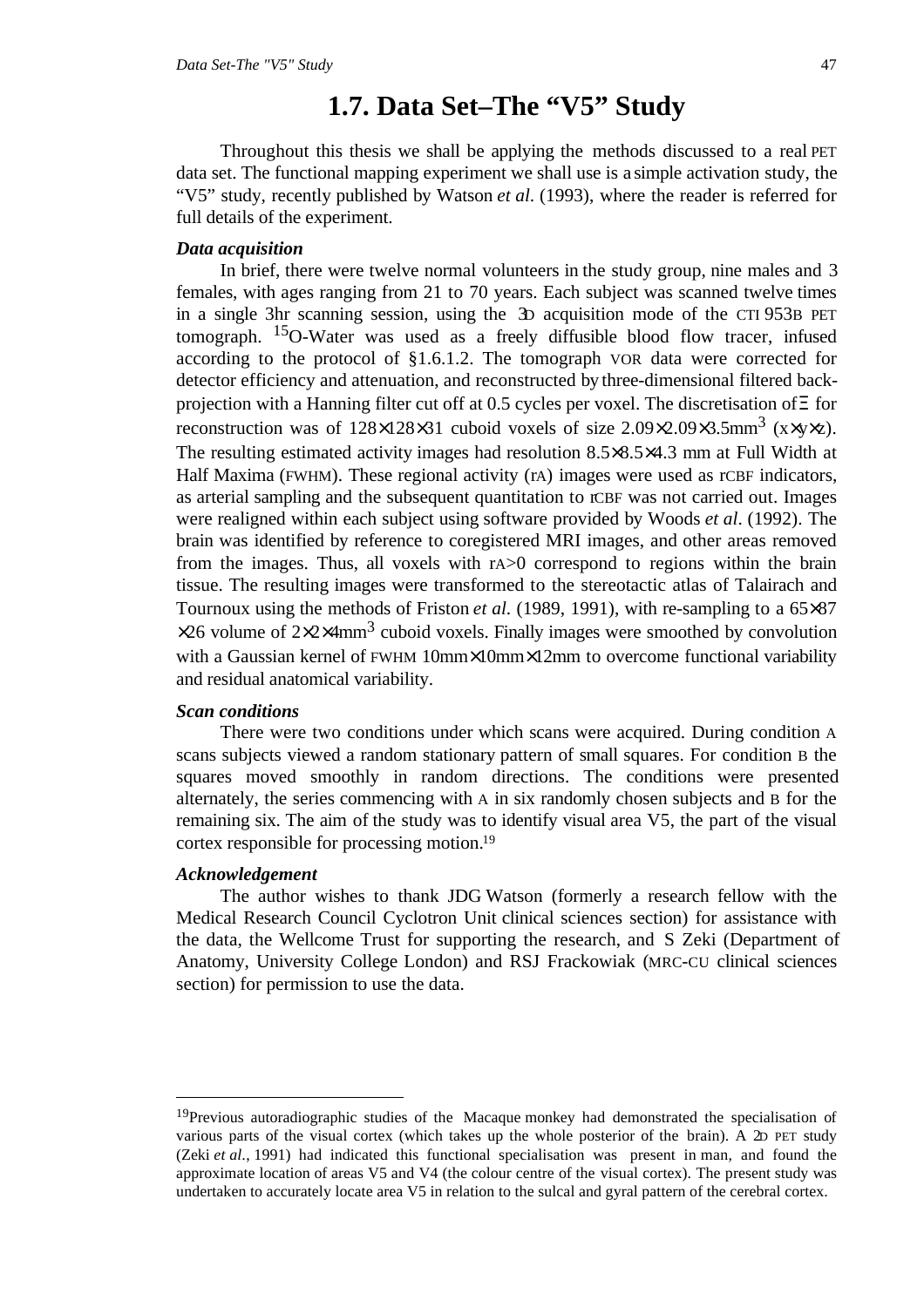# 1.7. Data Set–The "V5" Study

Throughout this thesis we shall be applying the methods discussed to a real PET data set. The functional mapping experiment we shall use is a simple activation study, the "V5" study, recently published by Watson *et al*. (1993), where the reader is referred for full details of the experiment.

### *Data acquisition*

In brief, there were twelve normal volunteers in the study group, nine males and 3 females, with ages ranging from 21 to 70 years. Each subject was scanned twelve times in a single 3hr scanning session, using the 3D acquisition mode of the CTI 953B PET tomograph. $^{15}O$-Water was used as a freely diffusible blood flow tracer, infused according to the protocol of §1.6.1.2. The tomograph VOR data were corrected for detector efficiency and attenuation, and reconstructed by three-dimensional filtered back-projection with a Hanning filter cut off at 0.5 cycles per voxel. The discretisation of $\Xi$ for reconstruction was of $128 \times 128 \times 31$ cuboid voxels of size $2.09 \times 2.09 \times 3.5\text{mm}^3$ ($x \times y \times z$). The resulting estimated activity images had resolution $8.5 \times 8.5 \times 4.3$ mm at Full Width at Half Maxima (FWHM). These regional activity (rA) images were used as rCBF indicators, as arterial sampling and the subsequent quantitation to rCBF was not carried out. Images were realigned within each subject using software provided by Woods *et al*. (1992). The brain was identified by reference to coregistered MRI images, and other areas removed from the images. Thus, all voxels with rA>0 correspond to regions within the brain tissue. The resulting images were transformed to the stereotactic atlas of Talairach and Tournoux using the methods of Friston *et al*. (1989, 1991), with re-sampling to a $65 \times 87 \times 26$ volume of $2 \times 2 \times 4\text{mm}^3$ cuboid voxels. Finally images were smoothed by convolution with a Gaussian kernel of FWHM $10\text{mm} \times 10\text{mm} \times 12\text{mm}$ to overcome functional variability and residual anatomical variability.

### *Scan conditions*

There were two conditions under which scans were acquired. During condition A scans subjects viewed a random stationary pattern of small squares. For condition B the squares moved smoothly in random directions. The conditions were presented alternately, the series commencing with A in six randomly chosen subjects and B for the remaining six. The aim of the study was to identify visual area V5, the part of the visual cortex responsible for processing motion.[19]

### *Acknowledgement*

The author wishes to thank JDG Watson (formerly a research fellow with the Medical Research Council Cyclotron Unit clinical sciences section) for assistance with the data, the Wellcome Trust for supporting the research, and S Zeki (Department of Anatomy, University College London) and RSJ Frackowiak (MRC-CU clinical sciences section) for permission to use the data.

---

[19]Previous autoradiographic studies of the Macaque monkey had demonstrated the specialisation of various parts of the visual cortex (which takes up the whole posterior of the brain). A 2D PET study (Zeki *et al*., 1991) had indicated this functional specialisation was present in man, and found the approximate location of areas V5 and V4 (the colour centre of the visual cortex). The present study was undertaken to accurately locate area V5 in relation to the sulcal and gyral pattern of the cerebral cortex.